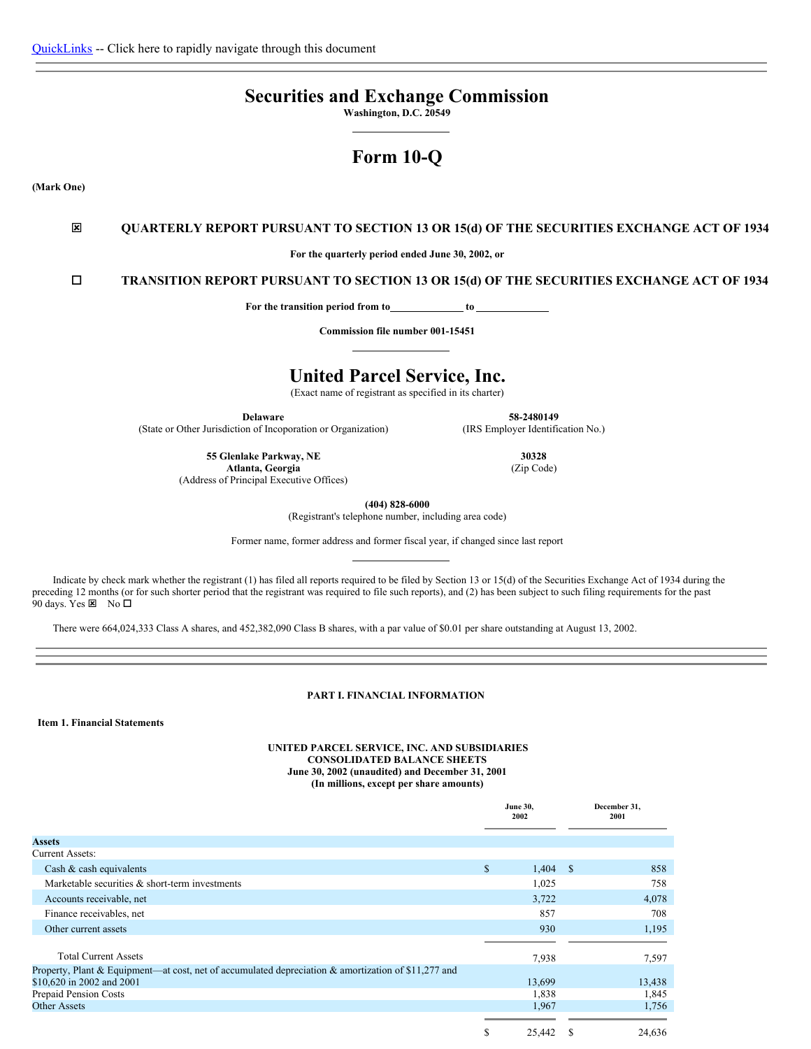QuickLinks -- Click here to rapidly navigate through this document

# Securities and Exchange Commission

**Washington, D.C. 20549**

# Form 10-Q

**(Mark One)**

☒ **QUARTERLY REPORT PURSUANT TO SECTION 13 OR 15(d) OF THE SECURITIES EXCHANGE ACT OF 1934**

**For the quarterly period ended June 30, 2002, or**

☐ **TRANSITION REPORT PURSUANT TO SECTION 13 OR 15(d) OF THE SECURITIES EXCHANGE ACT OF 1934**

**For the transition period from to\_\_\_\_\_\_\_\_\_\_\_\_\_ to \_\_\_\_\_\_\_\_\_\_\_\_\_**

**Commission file number 001-15451**

# United Parcel Service, Inc.

(Exact name of registrant as specified in its charter)

**Delaware**
(State or Other Jurisdiction of Incoporation or Organization)

**58-2480149**
(IRS Employer Identification No.)

**55 Glenlake Parkway, NE**
**Atlanta, Georgia**
(Address of Principal Executive Offices)

**30328**
(Zip Code)

**(404) 828-6000**
(Registrant's telephone number, including area code)

Former name, former address and former fiscal year, if changed since last report

Indicate by check mark whether the registrant (1) has filed all reports required to be filed by Section 13 or 15(d) of the Securities Exchange Act of 1934 during the preceding 12 months (or for such shorter period that the registrant was required to file such reports), and (2) has been subject to such filing requirements for the past 90 days. Yes ☒ No ☐

There were 664,024,333 Class A shares, and 452,382,090 Class B shares, with a par value of $0.01 per share outstanding at August 13, 2002.

## PART I. FINANCIAL INFORMATION

### Item 1. Financial Statements

**UNITED PARCEL SERVICE, INC. AND SUBSIDIARIES**
**CONSOLIDATED BALANCE SHEETS**
**June 30, 2002 (unaudited) and December 31, 2001**
**(In millions, except per share amounts)**

| | June 30, 2002 | December 31, 2001 |
|---|---|---|
| **Assets** | | |
| Current Assets: | | |
| Cash & cash equivalents | $ 1,404 | $ 858 |
| Marketable securities & short-term investments | 1,025 | 758 |
| Accounts receivable, net | 3,722 | 4,078 |
| Finance receivables, net | 857 | 708 |
| Other current assets | 930 | 1,195 |
| Total Current Assets | 7,938 | 7,597 |
| Property, Plant & Equipment—at cost, net of accumulated depreciation & amortization of $11,277 and $10,620 in 2002 and 2001 | 13,699 | 13,438 |
| Prepaid Pension Costs | 1,838 | 1,845 |
| Other Assets | 1,967 | 1,756 |
| | $ 25,442 | $ 24,636 |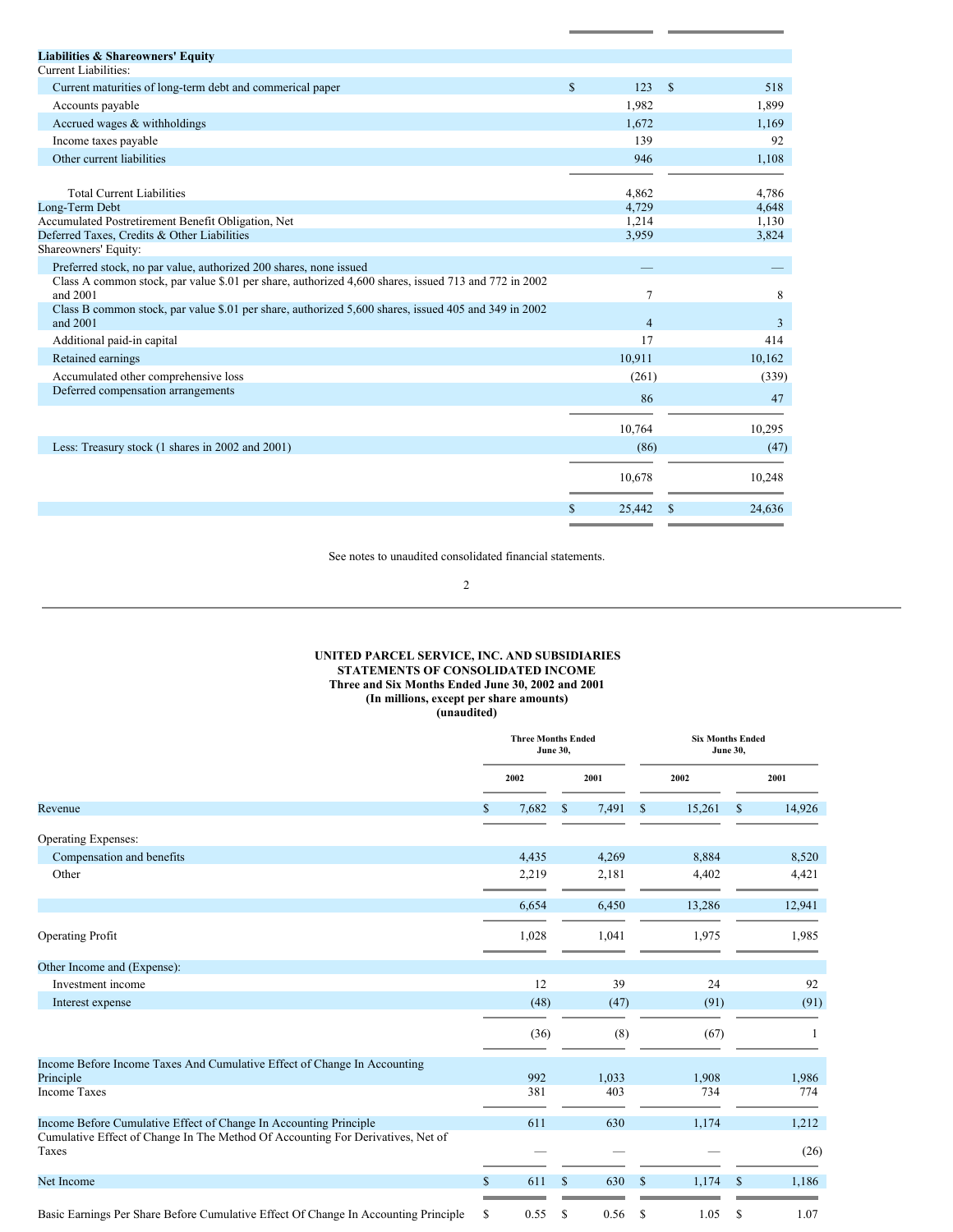| | | |
|---|---|---|
| **Liabilities & Shareowners' Equity** | | |
| Current Liabilities: | | |
| Current maturities of long-term debt and commerical paper | $ 123 | $ 518 |
| Accounts payable | 1,982 | 1,899 |
| Accrued wages & withholdings | 1,672 | 1,169 |
| Income taxes payable | 139 | 92 |
| Other current liabilities | 946 | 1,108 |
| Total Current Liabilities | 4,862 | 4,786 |
| Long-Term Debt | 4,729 | 4,648 |
| Accumulated Postretirement Benefit Obligation, Net | 1,214 | 1,130 |
| Deferred Taxes, Credits & Other Liabilities | 3,959 | 3,824 |
| Shareowners' Equity: | | |
| Preferred stock, no par value, authorized 200 shares, none issued | — | — |
| Class A common stock, par value $.01 per share, authorized 4,600 shares, issued 713 and 772 in 2002 and 2001 | 7 | 8 |
| Class B common stock, par value $.01 per share, authorized 5,600 shares, issued 405 and 349 in 2002 and 2001 | 4 | 3 |
| Additional paid-in capital | 17 | 414 |
| Retained earnings | 10,911 | 10,162 |
| Accumulated other comprehensive loss | (261) | (339) |
| Deferred compensation arrangements | 86 | 47 |
| | 10,764 | 10,295 |
| Less: Treasury stock (1 shares in 2002 and 2001) | (86) | (47) |
| | 10,678 | 10,248 |
| | $ 25,442 | $ 24,636 |

See notes to unaudited consolidated financial statements.

**UNITED PARCEL SERVICE, INC. AND SUBSIDIARIES**
**STATEMENTS OF CONSOLIDATED INCOME**
**Three and Six Months Ended June 30, 2002 and 2001**
**(In millions, except per share amounts)**
**(unaudited)**

| | Three Months Ended June 30, | | Six Months Ended June 30, | |
|---|---|---|---|---|
| | 2002 | 2001 | 2002 | 2001 |
| Revenue | $ 7,682 | $ 7,491 | $ 15,261 | $ 14,926 |
| Operating Expenses: | | | | |
| Compensation and benefits | 4,435 | 4,269 | 8,884 | 8,520 |
| Other | 2,219 | 2,181 | 4,402 | 4,421 |
| | 6,654 | 6,450 | 13,286 | 12,941 |
| Operating Profit | 1,028 | 1,041 | 1,975 | 1,985 |
| Other Income and (Expense): | | | | |
| Investment income | 12 | 39 | 24 | 92 |
| Interest expense | (48) | (47) | (91) | (91) |
| | (36) | (8) | (67) | 1 |
| Income Before Income Taxes And Cumulative Effect of Change In Accounting Principle | 992 | 1,033 | 1,908 | 1,986 |
| Income Taxes | 381 | 403 | 734 | 774 |
| Income Before Cumulative Effect of Change In Accounting Principle | 611 | 630 | 1,174 | 1,212 |
| Cumulative Effect of Change In The Method Of Accounting For Derivatives, Net of Taxes | — | — | — | (26) |
| Net Income | $ 611 | $ 630 | $ 1,174 | $ 1,186 |
| Basic Earnings Per Share Before Cumulative Effect Of Change In Accounting Principle | $ 0.55 | $ 0.56 | $ 1.05 | $ 1.07 |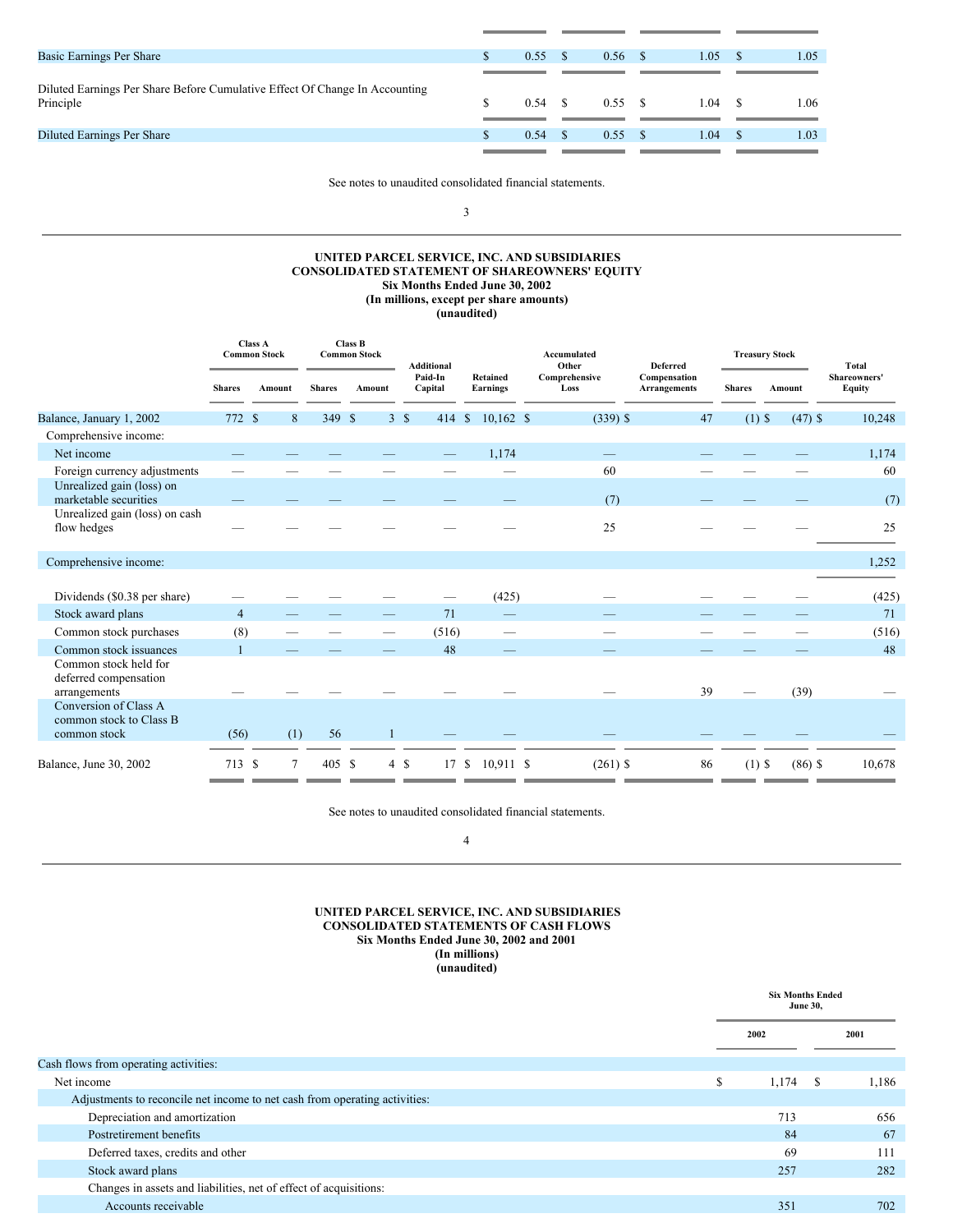| | | | | |
|---|---|---|---|---|
| Basic Earnings Per Share | $ 0.55 | $ 0.56 | $ 1.05 | $ 1.05 |
| Diluted Earnings Per Share Before Cumulative Effect Of Change In Accounting Principle | $ 0.54 | $ 0.55 | $ 1.04 | $ 1.06 |
| Diluted Earnings Per Share | $ 0.54 | $ 0.55 | $ 1.04 | $ 1.03 |

See notes to unaudited consolidated financial statements.

## UNITED PARCEL SERVICE, INC. AND SUBSIDIARIES
## CONSOLIDATED STATEMENT OF SHAREOWNERS' EQUITY
### Six Months Ended June 30, 2002
### (In millions, except per share amounts)
### (unaudited)

| | Class A Common Stock | | Class B Common Stock | | | | | | Treasury Stock | | |
|---|---|---|---|---|---|---|---|---|---|---|---|
| | Shares | Amount | Shares | Amount | Additional Paid-In Capital | Retained Earnings | Accumulated Other Comprehensive Loss | Deferred Compensation Arrangements | Shares | Amount | Total Shareowners' Equity |
| Balance, January 1, 2002 | 772 | $ 8 | 349 | $ 3 | $ 414 | $ 10,162 | $ (339) | $ 47 | (1) | $ (47) | $ 10,248 |
| Comprehensive income: | | | | | | | | | | | |
| Net income | — | — | — | — | — | 1,174 | — | — | — | — | 1,174 |
| Foreign currency adjustments | — | — | — | — | — | — | 60 | — | — | — | 60 |
| Unrealized gain (loss) on marketable securities | — | — | — | — | — | — | (7) | — | — | — | (7) |
| Unrealized gain (loss) on cash flow hedges | — | — | — | — | — | — | 25 | — | — | — | 25 |
| Comprehensive income: | | | | | | | | | | | 1,252 |
| Dividends ($0.38 per share) | — | — | — | — | — | (425) | — | — | — | — | (425) |
| Stock award plans | 4 | — | — | — | 71 | — | — | — | — | — | 71 |
| Common stock purchases | (8) | — | — | — | (516) | — | — | — | — | — | (516) |
| Common stock issuances | 1 | — | — | — | 48 | — | — | — | — | — | 48 |
| Common stock held for deferred compensation arrangements | — | — | — | — | — | — | — | 39 | — | (39) | — |
| Conversion of Class A common stock to Class B common stock | (56) | (1) | 56 | 1 | — | — | — | — | — | — | — |
| Balance, June 30, 2002 | 713 | $ 7 | 405 | $ 4 | $ 17 | $ 10,911 | $ (261) | $ 86 | (1) | $ (86) | $ 10,678 |

See notes to unaudited consolidated financial statements.

## UNITED PARCEL SERVICE, INC. AND SUBSIDIARIES
## CONSOLIDATED STATEMENTS OF CASH FLOWS
### Six Months Ended June 30, 2002 and 2001
### (In millions)
### (unaudited)

| | Six Months Ended June 30, | |
|---|---|---|
| | 2002 | 2001 |
| Cash flows from operating activities: | | |
| Net income | $ 1,174 | $ 1,186 |
| Adjustments to reconcile net income to net cash from operating activities: | | |
| Depreciation and amortization | 713 | 656 |
| Postretirement benefits | 84 | 67 |
| Deferred taxes, credits and other | 69 | 111 |
| Stock award plans | 257 | 282 |
| Changes in assets and liabilities, net of effect of acquisitions: | | |
| Accounts receivable | 351 | 702 |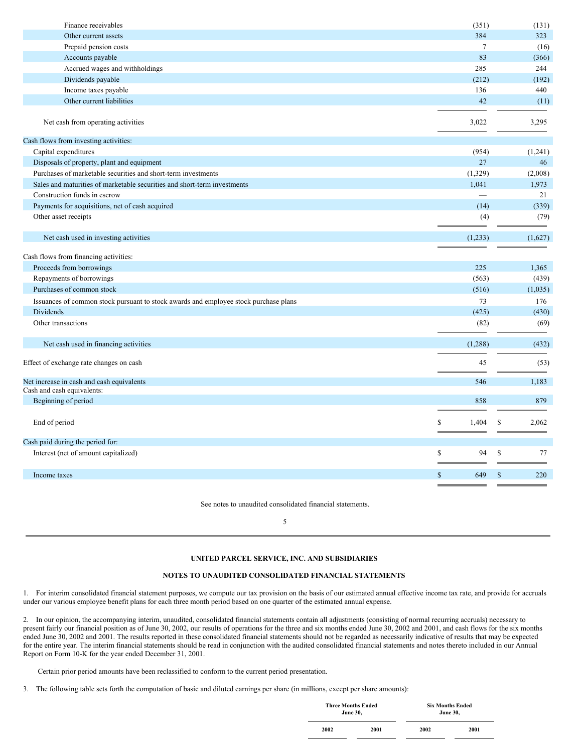| | | |
|---|---|---|
| Finance receivables | (351) | (131) |
| Other current assets | 384 | 323 |
| Prepaid pension costs | 7 | (16) |
| Accounts payable | 83 | (366) |
| Accrued wages and withholdings | 285 | 244 |
| Dividends payable | (212) | (192) |
| Income taxes payable | 136 | 440 |
| Other current liabilities | 42 | (11) |
| Net cash from operating activities | 3,022 | 3,295 |
| Cash flows from investing activities: | | |
| Capital expenditures | (954) | (1,241) |
| Disposals of property, plant and equipment | 27 | 46 |
| Purchases of marketable securities and short-term investments | (1,329) | (2,008) |
| Sales and maturities of marketable securities and short-term investments | 1,041 | 1,973 |
| Construction funds in escrow | — | 21 |
| Payments for acquisitions, net of cash acquired | (14) | (339) |
| Other asset receipts | (4) | (79) |
| Net cash used in investing activities | (1,233) | (1,627) |
| Cash flows from financing activities: | | |
| Proceeds from borrowings | 225 | 1,365 |
| Repayments of borrowings | (563) | (439) |
| Purchases of common stock | (516) | (1,035) |
| Issuances of common stock pursuant to stock awards and employee stock purchase plans | 73 | 176 |
| Dividends | (425) | (430) |
| Other transactions | (82) | (69) |
| Net cash used in financing activities | (1,288) | (432) |
| Effect of exchange rate changes on cash | 45 | (53) |
| Net increase in cash and cash equivalents | 546 | 1,183 |
| Cash and cash equivalents: | | |
| Beginning of period | 858 | 879 |
| End of period | $ 1,404 | $ 2,062 |
| Cash paid during the period for: | | |
| Interest (net of amount capitalized) | $ 94 | $ 77 |
| Income taxes | $ 649 | $ 220 |

See notes to unaudited consolidated financial statements.

## UNITED PARCEL SERVICE, INC. AND SUBSIDIARIES

## NOTES TO UNAUDITED CONSOLIDATED FINANCIAL STATEMENTS

1. For interim consolidated financial statement purposes, we compute our tax provision on the basis of our estimated annual effective income tax rate, and provide for accruals under our various employee benefit plans for each three month period based on one quarter of the estimated annual expense.

2. In our opinion, the accompanying interim, unaudited, consolidated financial statements contain all adjustments (consisting of normal recurring accruals) necessary to present fairly our financial position as of June 30, 2002, our results of operations for the three and six months ended June 30, 2002 and 2001, and cash flows for the six months ended June 30, 2002 and 2001. The results reported in these consolidated financial statements should not be regarded as necessarily indicative of results that may be expected for the entire year. The interim financial statements should be read in conjunction with the audited consolidated financial statements and notes thereto included in our Annual Report on Form 10-K for the year ended December 31, 2001.

Certain prior period amounts have been reclassified to conform to the current period presentation.

3. The following table sets forth the computation of basic and diluted earnings per share (in millions, except per share amounts):

| | Three Months Ended June 30, | | Six Months Ended June 30, | |
|---|---|---|---|---|
| | 2002 | 2001 | 2002 | 2001 |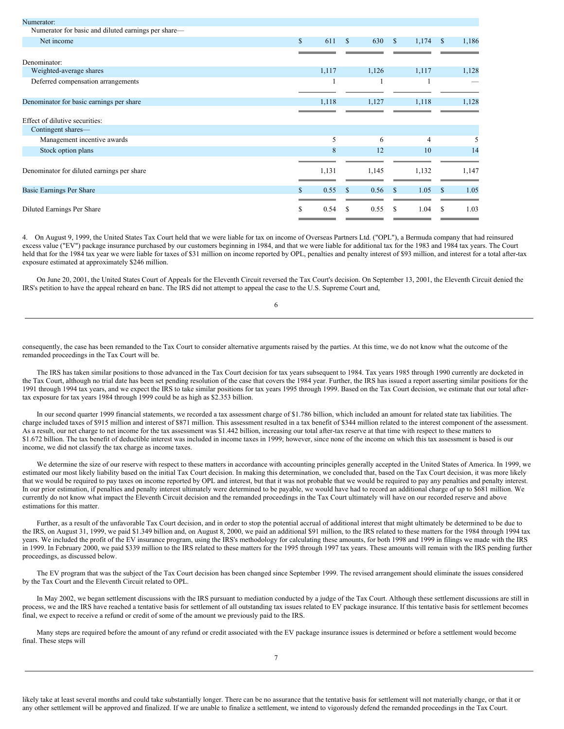| | | | | |
|---|---|---|---|---|
| Numerator: | | | | |
| Numerator for basic and diluted earnings per share— | | | | |
| Net income | $ 611 | $ 630 | $ 1,174 | $ 1,186 |
| Denominator: | | | | |
| Weighted-average shares | 1,117 | 1,126 | 1,117 | 1,128 |
| Deferred compensation arrangements | 1 | 1 | 1 | — |
| Denominator for basic earnings per share | 1,118 | 1,127 | 1,118 | 1,128 |
| Effect of dilutive securities: | | | | |
| Contingent shares— | | | | |
| Management incentive awards | 5 | 6 | 4 | 5 |
| Stock option plans | 8 | 12 | 10 | 14 |
| Denominator for diluted earnings per share | 1,131 | 1,145 | 1,132 | 1,147 |
| Basic Earnings Per Share | $ 0.55 | $ 0.56 | $ 1.05 | $ 1.05 |
| Diluted Earnings Per Share | $ 0.54 | $ 0.55 | $ 1.04 | $ 1.03 |

4. On August 9, 1999, the United States Tax Court held that we were liable for tax on income of Overseas Partners Ltd. ("OPL"), a Bermuda company that had reinsured excess value ("EV") package insurance purchased by our customers beginning in 1984, and that we were liable for additional tax for the 1983 and 1984 tax years. The Court held that for the 1984 tax year we were liable for taxes of $31 million on income reported by OPL, penalties and penalty interest of $93 million, and interest for a total after-tax exposure estimated at approximately $246 million.

On June 20, 2001, the United States Court of Appeals for the Eleventh Circuit reversed the Tax Court's decision. On September 13, 2001, the Eleventh Circuit denied the IRS's petition to have the appeal reheard en banc. The IRS did not attempt to appeal the case to the U.S. Supreme Court and, consequently, the case has been remanded to the Tax Court to consider alternative arguments raised by the parties. At this time, we do not know what the outcome of the remanded proceedings in the Tax Court will be.

The IRS has taken similar positions to those advanced in the Tax Court decision for tax years subsequent to 1984. Tax years 1985 through 1990 currently are docketed in the Tax Court, although no trial date has been set pending resolution of the case that covers the 1984 year. Further, the IRS has issued a report asserting similar positions for the 1991 through 1994 tax years, and we expect the IRS to take similar positions for tax years 1995 through 1999. Based on the Tax Court decision, we estimate that our total after-tax exposure for tax years 1984 through 1999 could be as high as $2.353 billion.

In our second quarter 1999 financial statements, we recorded a tax assessment charge of $1.786 billion, which included an amount for related state tax liabilities. The charge included taxes of $915 million and interest of $871 million. This assessment resulted in a tax benefit of $344 million related to the interest component of the assessment. As a result, our net charge to net income for the tax assessment was $1.442 billion, increasing our total after-tax reserve at that time with respect to these matters to $1.672 billion. The tax benefit of deductible interest was included in income taxes in 1999; however, since none of the income on which this tax assessment is based is our income, we did not classify the tax charge as income taxes.

We determine the size of our reserve with respect to these matters in accordance with accounting principles generally accepted in the United States of America. In 1999, we estimated our most likely liability based on the initial Tax Court decision. In making this determination, we concluded that, based on the Tax Court decision, it was more likely that we would be required to pay taxes on income reported by OPL and interest, but that it was not probable that we would be required to pay any penalties and penalty interest. In our prior estimation, if penalties and penalty interest ultimately were determined to be payable, we would have had to record an additional charge of up to $681 million. We currently do not know what impact the Eleventh Circuit decision and the remanded proceedings in the Tax Court ultimately will have on our recorded reserve and above estimations for this matter.

Further, as a result of the unfavorable Tax Court decision, and in order to stop the potential accrual of additional interest that might ultimately be determined to be due to the IRS, on August 31, 1999, we paid $1.349 billion and, on August 8, 2000, we paid an additional $91 million, to the IRS related to these matters for the 1984 through 1994 tax years. We included the profit of the EV insurance program, using the IRS's methodology for calculating these amounts, for both 1998 and 1999 in filings we made with the IRS in 1999. In February 2000, we paid $339 million to the IRS related to these matters for the 1995 through 1997 tax years. These amounts will remain with the IRS pending further proceedings, as discussed below.

The EV program that was the subject of the Tax Court decision has been changed since September 1999. The revised arrangement should eliminate the issues considered by the Tax Court and the Eleventh Circuit related to OPL.

In May 2002, we began settlement discussions with the IRS pursuant to mediation conducted by a judge of the Tax Court. Although these settlement discussions are still in process, we and the IRS have reached a tentative basis for settlement of all outstanding tax issues related to EV package insurance. If this tentative basis for settlement becomes final, we expect to receive a refund or credit of some of the amount we previously paid to the IRS.

Many steps are required before the amount of any refund or credit associated with the EV package insurance issues is determined or before a settlement would become final. These steps will likely take at least several months and could take substantially longer. There can be no assurance that the tentative basis for settlement will not materially change, or that it or any other settlement will be approved and finalized. If we are unable to finalize a settlement, we intend to vigorously defend the remanded proceedings in the Tax Court.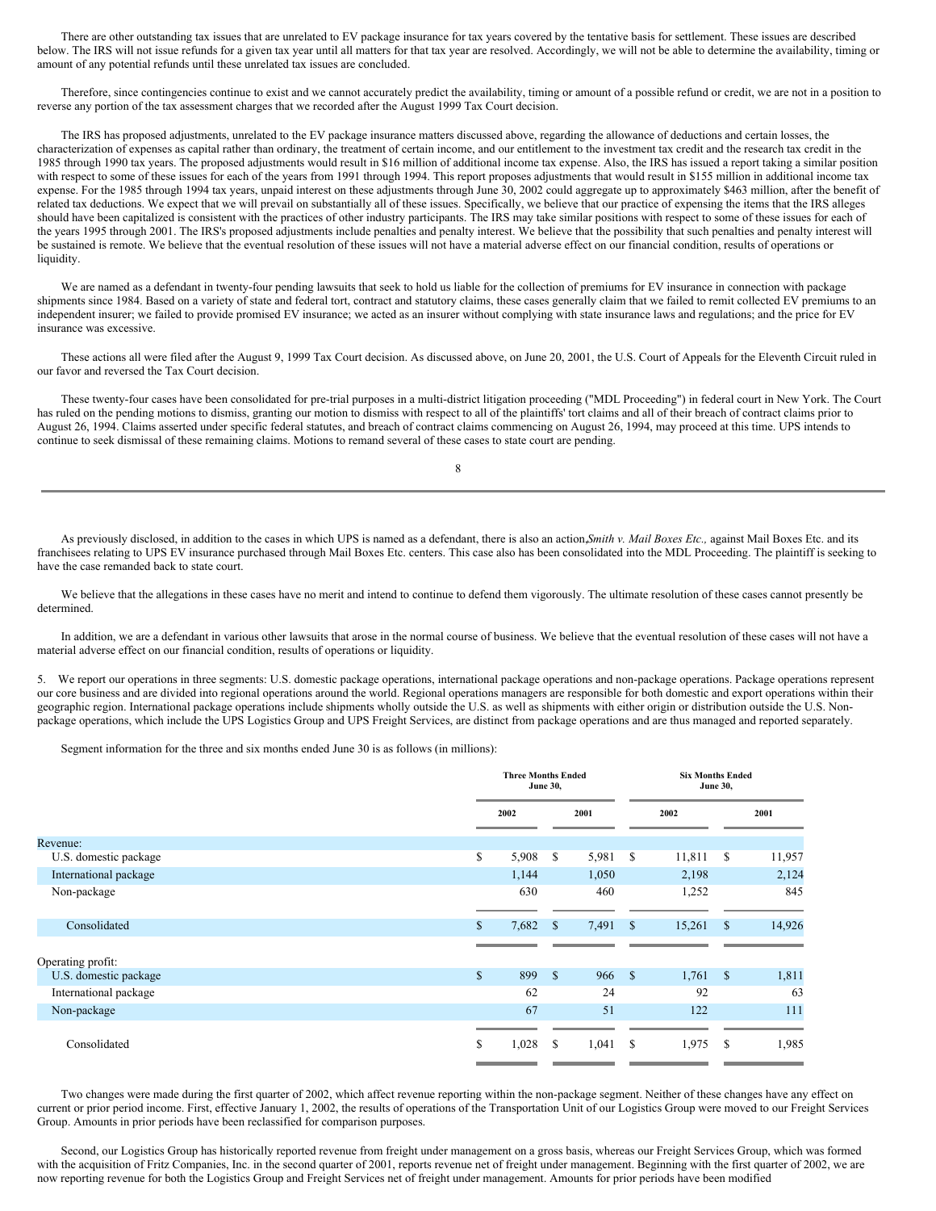There are other outstanding tax issues that are unrelated to EV package insurance for tax years covered by the tentative basis for settlement. These issues are described below. The IRS will not issue refunds for a given tax year until all matters for that tax year are resolved. Accordingly, we will not be able to determine the availability, timing or amount of any potential refunds until these unrelated tax issues are concluded.

Therefore, since contingencies continue to exist and we cannot accurately predict the availability, timing or amount of a possible refund or credit, we are not in a position to reverse any portion of the tax assessment charges that we recorded after the August 1999 Tax Court decision.

The IRS has proposed adjustments, unrelated to the EV package insurance matters discussed above, regarding the allowance of deductions and certain losses, the characterization of expenses as capital rather than ordinary, the treatment of certain income, and our entitlement to the investment tax credit and the research tax credit in the 1985 through 1990 tax years. The proposed adjustments would result in $16 million of additional income tax expense. Also, the IRS has issued a report taking a similar position with respect to some of these issues for each of the years from 1991 through 1994. This report proposes adjustments that would result in $155 million in additional income tax expense. For the 1985 through 1994 tax years, unpaid interest on these adjustments through June 30, 2002 could aggregate up to approximately $463 million, after the benefit of related tax deductions. We expect that we will prevail on substantially all of these issues. Specifically, we believe that our practice of expensing the items that the IRS alleges should have been capitalized is consistent with the practices of other industry participants. The IRS may take similar positions with respect to some of these issues for each of the years 1995 through 2001. The IRS's proposed adjustments include penalties and penalty interest. We believe that the possibility that such penalties and penalty interest will be sustained is remote. We believe that the eventual resolution of these issues will not have a material adverse effect on our financial condition, results of operations or liquidity.

We are named as a defendant in twenty-four pending lawsuits that seek to hold us liable for the collection of premiums for EV insurance in connection with package shipments since 1984. Based on a variety of state and federal tort, contract and statutory claims, these cases generally claim that we failed to remit collected EV premiums to an independent insurer; we failed to provide promised EV insurance; we acted as an insurer without complying with state insurance laws and regulations; and the price for EV insurance was excessive.

These actions all were filed after the August 9, 1999 Tax Court decision. As discussed above, on June 20, 2001, the U.S. Court of Appeals for the Eleventh Circuit ruled in our favor and reversed the Tax Court decision.

These twenty-four cases have been consolidated for pre-trial purposes in a multi-district litigation proceeding ("MDL Proceeding") in federal court in New York. The Court has ruled on the pending motions to dismiss, granting our motion to dismiss with respect to all of the plaintiffs' tort claims and all of their breach of contract claims prior to August 26, 1994. Claims asserted under specific federal statutes, and breach of contract claims commencing on August 26, 1994, may proceed at this time. UPS intends to continue to seek dismissal of these remaining claims. Motions to remand several of these cases to state court are pending.

As previously disclosed, in addition to the cases in which UPS is named as a defendant, there is also an action, *Smith v. Mail Boxes Etc.,* against Mail Boxes Etc. and its franchisees relating to UPS EV insurance purchased through Mail Boxes Etc. centers. This case also has been consolidated into the MDL Proceeding. The plaintiff is seeking to have the case remanded back to state court.

We believe that the allegations in these cases have no merit and intend to continue to defend them vigorously. The ultimate resolution of these cases cannot presently be determined.

In addition, we are a defendant in various other lawsuits that arose in the normal course of business. We believe that the eventual resolution of these cases will not have a material adverse effect on our financial condition, results of operations or liquidity.

5. We report our operations in three segments: U.S. domestic package operations, international package operations and non-package operations. Package operations represent our core business and are divided into regional operations around the world. Regional operations managers are responsible for both domestic and export operations within their geographic region. International package operations include shipments wholly outside the U.S. as well as shipments with either origin or distribution outside the U.S. Non-package operations, which include the UPS Logistics Group and UPS Freight Services, are distinct from package operations and are thus managed and reported separately.

Segment information for the three and six months ended June 30 is as follows (in millions):

| | Three Months Ended June 30, | | Six Months Ended June 30, | |
|---|---|---|---|---|
| | 2002 | 2001 | 2002 | 2001 |
| **Revenue:** | | | | |
| U.S. domestic package | $ 5,908 | $ 5,981 | $ 11,811 | $ 11,957 |
| International package | 1,144 | 1,050 | 2,198 | 2,124 |
| Non-package | 630 | 460 | 1,252 | 845 |
| Consolidated | $ 7,682 | $ 7,491 | $ 15,261 | $ 14,926 |
| **Operating profit:** | | | | |
| U.S. domestic package | $ 899 | $ 966 | $ 1,761 | $ 1,811 |
| International package | 62 | 24 | 92 | 63 |
| Non-package | 67 | 51 | 122 | 111 |
| Consolidated | $ 1,028 | $ 1,041 | $ 1,975 | $ 1,985 |

Two changes were made during the first quarter of 2002, which affect revenue reporting within the non-package segment. Neither of these changes have any effect on current or prior period income. First, effective January 1, 2002, the results of operations of the Transportation Unit of our Logistics Group were moved to our Freight Services Group. Amounts in prior periods have been reclassified for comparison purposes.

Second, our Logistics Group has historically reported revenue from freight under management on a gross basis, whereas our Freight Services Group, which was formed with the acquisition of Fritz Companies, Inc. in the second quarter of 2001, reports revenue net of freight under management. Beginning with the first quarter of 2002, we are now reporting revenue for both the Logistics Group and Freight Services net of freight under management. Amounts for prior periods have been modified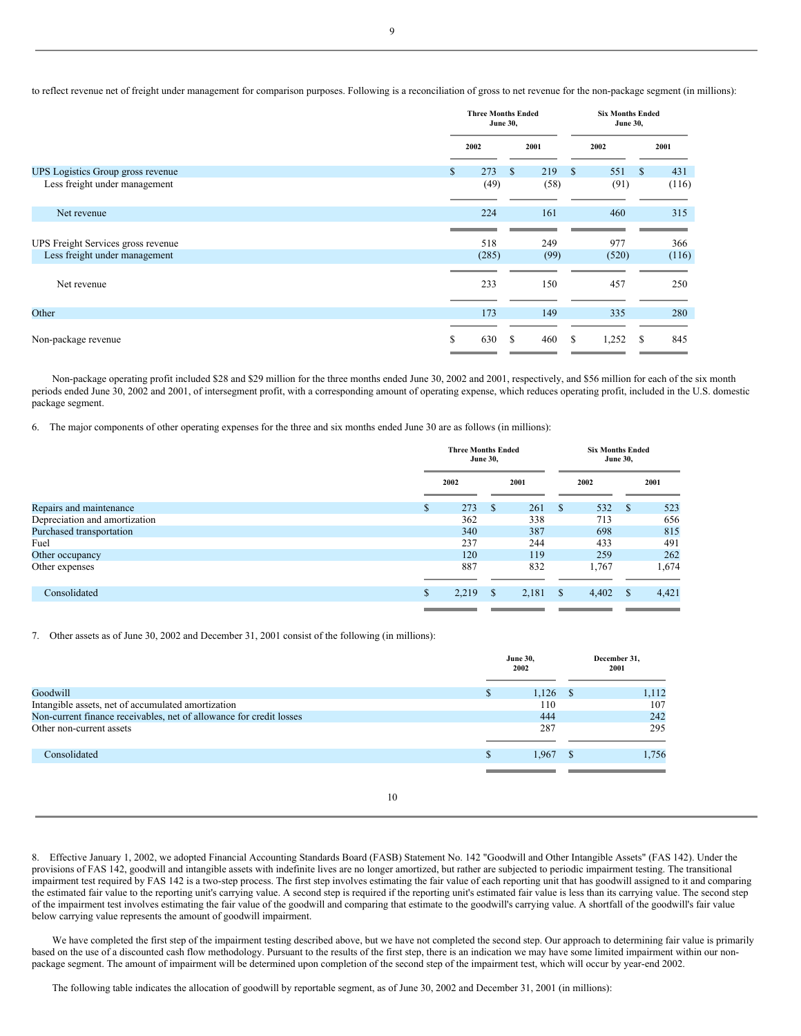to reflect revenue net of freight under management for comparison purposes. Following is a reconciliation of gross to net revenue for the non-package segment (in millions):

| | Three Months Ended June 30, | | Six Months Ended June 30, | |
|---|---|---|---|---|
| | 2002 | 2001 | 2002 | 2001 |
| UPS Logistics Group gross revenue | $ 273 | $ 219 | $ 551 | $ 431 |
| Less freight under management | (49) | (58) | (91) | (116) |
| Net revenue | 224 | 161 | 460 | 315 |
| UPS Freight Services gross revenue | 518 | 249 | 977 | 366 |
| Less freight under management | (285) | (99) | (520) | (116) |
| Net revenue | 233 | 150 | 457 | 250 |
| Other | 173 | 149 | 335 | 280 |
| Non-package revenue | $ 630 | $ 460 | $ 1,252 | $ 845 |

Non-package operating profit included $28 and $29 million for the three months ended June 30, 2002 and 2001, respectively, and $56 million for each of the six month periods ended June 30, 2002 and 2001, of intersegment profit, with a corresponding amount of operating expense, which reduces operating profit, included in the U.S. domestic package segment.

6. The major components of other operating expenses for the three and six months ended June 30 are as follows (in millions):

| | Three Months Ended June 30, | | Six Months Ended June 30, | |
|---|---|---|---|---|
| | 2002 | 2001 | 2002 | 2001 |
| Repairs and maintenance | $ 273 | $ 261 | $ 532 | $ 523 |
| Depreciation and amortization | 362 | 338 | 713 | 656 |
| Purchased transportation | 340 | 387 | 698 | 815 |
| Fuel | 237 | 244 | 433 | 491 |
| Other occupancy | 120 | 119 | 259 | 262 |
| Other expenses | 887 | 832 | 1,767 | 1,674 |
| Consolidated | $ 2,219 | $ 2,181 | $ 4,402 | $ 4,421 |

7. Other assets as of June 30, 2002 and December 31, 2001 consist of the following (in millions):

| | June 30, 2002 | December 31, 2001 |
|---|---|---|
| Goodwill | $ 1,126 | $ 1,112 |
| Intangible assets, net of accumulated amortization | 110 | 107 |
| Non-current finance receivables, net of allowance for credit losses | 444 | 242 |
| Other non-current assets | 287 | 295 |
| Consolidated | $ 1,967 | $ 1,756 |

8. Effective January 1, 2002, we adopted Financial Accounting Standards Board (FASB) Statement No. 142 "Goodwill and Other Intangible Assets" (FAS 142). Under the provisions of FAS 142, goodwill and intangible assets with indefinite lives are no longer amortized, but rather are subjected to periodic impairment testing. The transitional impairment test required by FAS 142 is a two-step process. The first step involves estimating the fair value of each reporting unit that has goodwill assigned to it and comparing the estimated fair value to the reporting unit's carrying value. A second step is required if the reporting unit's estimated fair value is less than its carrying value. The second step of the impairment test involves estimating the fair value of the goodwill and comparing that estimate to the goodwill's carrying value. A shortfall of the goodwill's fair value below carrying value represents the amount of goodwill impairment.

We have completed the first step of the impairment testing described above, but we have not completed the second step. Our approach to determining fair value is primarily based on the use of a discounted cash flow methodology. Pursuant to the results of the first step, there is an indication we may have some limited impairment within our non-package segment. The amount of impairment will be determined upon completion of the second step of the impairment test, which will occur by year-end 2002.

The following table indicates the allocation of goodwill by reportable segment, as of June 30, 2002 and December 31, 2001 (in millions):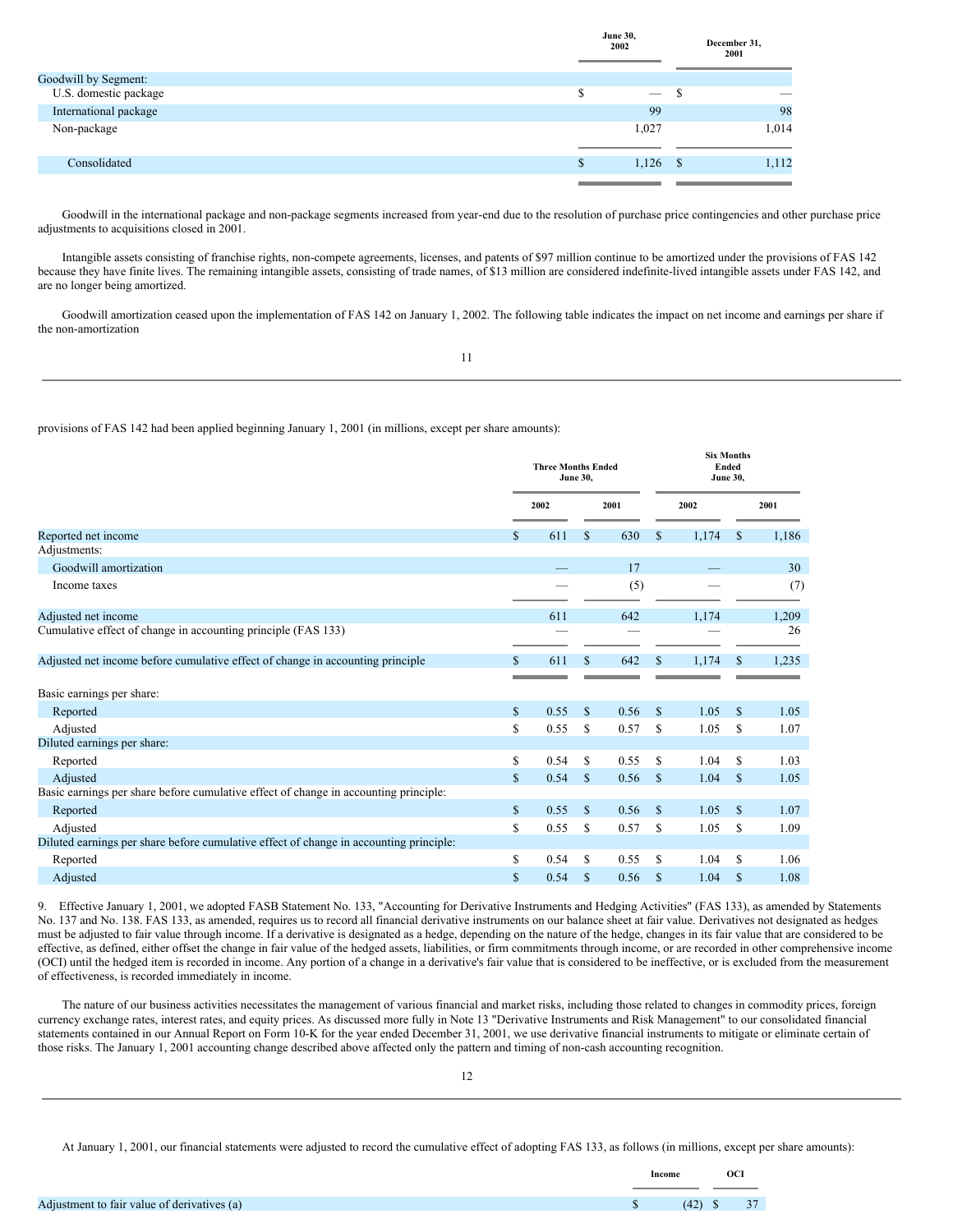| | June 30, 2002 | December 31, 2001 |
|---|---|---|
| Goodwill by Segment: | | |
| U.S. domestic package | $ — | $ — |
| International package | 99 | 98 |
| Non-package | 1,027 | 1,014 |
| Consolidated | $ 1,126 | $ 1,112 |

Goodwill in the international package and non-package segments increased from year-end due to the resolution of purchase price contingencies and other purchase price adjustments to acquisitions closed in 2001.

Intangible assets consisting of franchise rights, non-compete agreements, licenses, and patents of $97 million continue to be amortized under the provisions of FAS 142 because they have finite lives. The remaining intangible assets, consisting of trade names, of $13 million are considered indefinite-lived intangible assets under FAS 142, and are no longer being amortized.

Goodwill amortization ceased upon the implementation of FAS 142 on January 1, 2002. The following table indicates the impact on net income and earnings per share if the non-amortization provisions of FAS 142 had been applied beginning January 1, 2001 (in millions, except per share amounts):

| | Three Months Ended June 30, | | Six Months Ended June 30, | |
|---|---|---|---|---|
| | 2002 | 2001 | 2002 | 2001 |
| Reported net income | $ 611 | $ 630 | $ 1,174 | $ 1,186 |
| Adjustments: | | | | |
| Goodwill amortization | — | 17 | — | 30 |
| Income taxes | — | (5) | — | (7) |
| Adjusted net income | 611 | 642 | 1,174 | 1,209 |
| Cumulative effect of change in accounting principle (FAS 133) | — | — | — | 26 |
| Adjusted net income before cumulative effect of change in accounting principle | $ 611 | $ 642 | $ 1,174 | $ 1,235 |
| Basic earnings per share: | | | | |
| Reported | $ 0.55 | $ 0.56 | $ 1.05 | $ 1.05 |
| Adjusted | $ 0.55 | $ 0.57 | $ 1.05 | $ 1.07 |
| Diluted earnings per share: | | | | |
| Reported | $ 0.54 | $ 0.55 | $ 1.04 | $ 1.03 |
| Adjusted | $ 0.54 | $ 0.56 | $ 1.04 | $ 1.05 |
| Basic earnings per share before cumulative effect of change in accounting principle: | | | | |
| Reported | $ 0.55 | $ 0.56 | $ 1.05 | $ 1.07 |
| Adjusted | $ 0.55 | $ 0.57 | $ 1.05 | $ 1.09 |
| Diluted earnings per share before cumulative effect of change in accounting principle: | | | | |
| Reported | $ 0.54 | $ 0.55 | $ 1.04 | $ 1.06 |
| Adjusted | $ 0.54 | $ 0.56 | $ 1.04 | $ 1.08 |

9. Effective January 1, 2001, we adopted FASB Statement No. 133, "Accounting for Derivative Instruments and Hedging Activities" (FAS 133), as amended by Statements No. 137 and No. 138. FAS 133, as amended, requires us to record all financial derivative instruments on our balance sheet at fair value. Derivatives not designated as hedges must be adjusted to fair value through income. If a derivative is designated as a hedge, depending on the nature of the hedge, changes in its fair value that are considered to be effective, as defined, either offset the change in fair value of the hedged assets, liabilities, or firm commitments through income, or are recorded in other comprehensive income (OCI) until the hedged item is recorded in income. Any portion of a change in a derivative's fair value that is considered to be ineffective, or is excluded from the measurement of effectiveness, is recorded immediately in income.

The nature of our business activities necessitates the management of various financial and market risks, including those related to changes in commodity prices, foreign currency exchange rates, interest rates, and equity prices. As discussed more fully in Note 13 "Derivative Instruments and Risk Management" to our consolidated financial statements contained in our Annual Report on Form 10-K for the year ended December 31, 2001, we use derivative financial instruments to mitigate or eliminate certain of those risks. The January 1, 2001 accounting change described above affected only the pattern and timing of non-cash accounting recognition.

At January 1, 2001, our financial statements were adjusted to record the cumulative effect of adopting FAS 133, as follows (in millions, except per share amounts):

| | Income | OCI |
|---|---|---|
| Adjustment to fair value of derivatives (a) | $ (42) | $ 37 |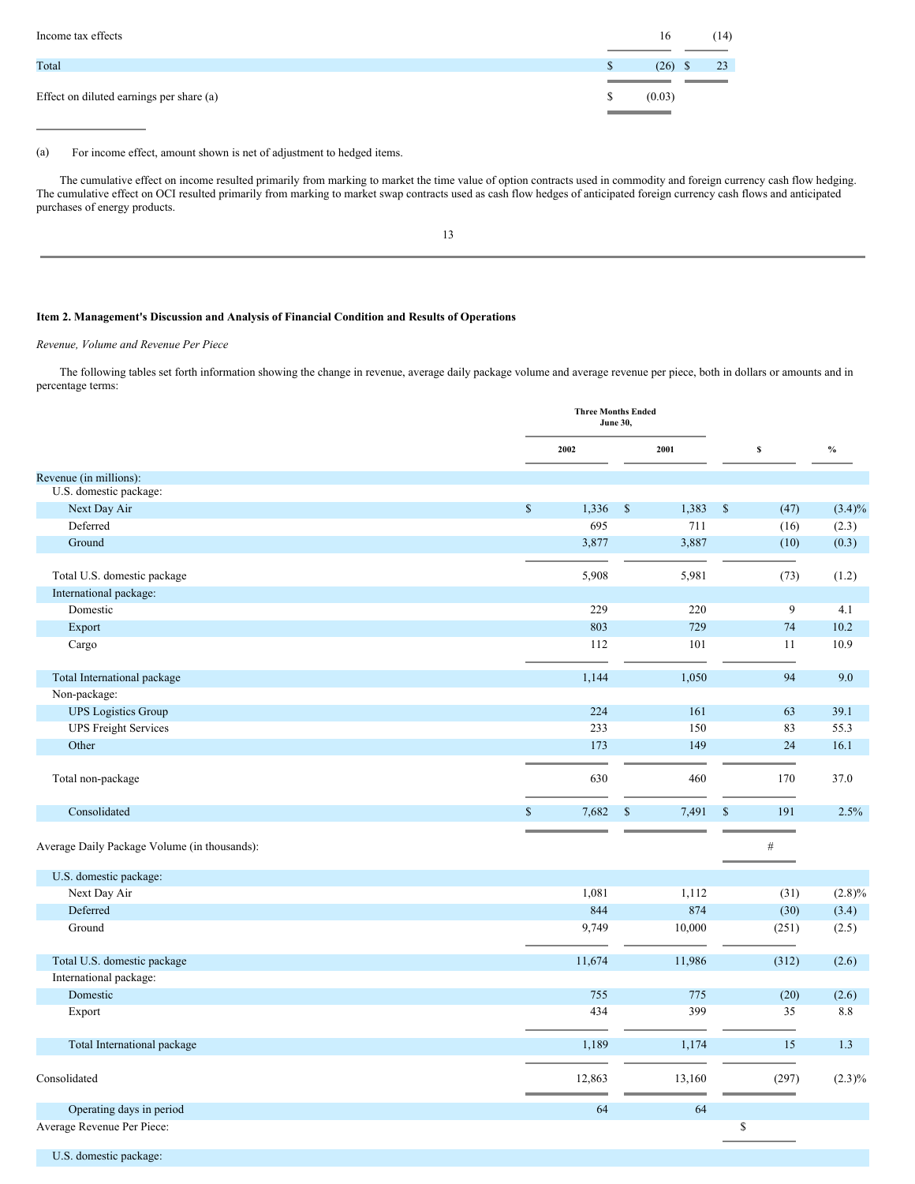| | | |
|---|---|---|
| Income tax effects | 16 | (14) |
| Total | $ (26) | $ 23 |
| Effect on diluted earnings per share (a) | $ (0.03) | |

(a) For income effect, amount shown is net of adjustment to hedged items.

The cumulative effect on income resulted primarily from marking to market the time value of option contracts used in commodity and foreign currency cash flow hedging. The cumulative effect on OCI resulted primarily from marking to market swap contracts used as cash flow hedges of anticipated foreign currency cash flows and anticipated purchases of energy products.

## Item 2. Management's Discussion and Analysis of Financial Condition and Results of Operations

*Revenue, Volume and Revenue Per Piece*

The following tables set forth information showing the change in revenue, average daily package volume and average revenue per piece, both in dollars or amounts and in percentage terms:

| | Three Months Ended June 30, | | | |
|---|---|---|---|---|
| | 2002 | 2001 | $ | % |
| Revenue (in millions): | | | | |
| U.S. domestic package: | | | | |
| Next Day Air | $ 1,336 | $ 1,383 | $ (47) | (3.4)% |
| Deferred | 695 | 711 | (16) | (2.3) |
| Ground | 3,877 | 3,887 | (10) | (0.3) |
| Total U.S. domestic package | 5,908 | 5,981 | (73) | (1.2) |
| International package: | | | | |
| Domestic | 229 | 220 | 9 | 4.1 |
| Export | 803 | 729 | 74 | 10.2 |
| Cargo | 112 | 101 | 11 | 10.9 |
| Total International package | 1,144 | 1,050 | 94 | 9.0 |
| Non-package: | | | | |
| UPS Logistics Group | 224 | 161 | 63 | 39.1 |
| UPS Freight Services | 233 | 150 | 83 | 55.3 |
| Other | 173 | 149 | 24 | 16.1 |
| Total non-package | 630 | 460 | 170 | 37.0 |
| Consolidated | $ 7,682 | $ 7,491 | $ 191 | 2.5% |
| Average Daily Package Volume (in thousands): | | | # | |
| U.S. domestic package: | | | | |
| Next Day Air | 1,081 | 1,112 | (31) | (2.8)% |
| Deferred | 844 | 874 | (30) | (3.4) |
| Ground | 9,749 | 10,000 | (251) | (2.5) |
| Total U.S. domestic package | 11,674 | 11,986 | (312) | (2.6) |
| International package: | | | | |
| Domestic | 755 | 775 | (20) | (2.6) |
| Export | 434 | 399 | 35 | 8.8 |
| Total International package | 1,189 | 1,174 | 15 | 1.3 |
| Consolidated | 12,863 | 13,160 | (297) | (2.3)% |
| Operating days in period | 64 | 64 | | |
| Average Revenue Per Piece: | | | $ | |
| U.S. domestic package: | | | | |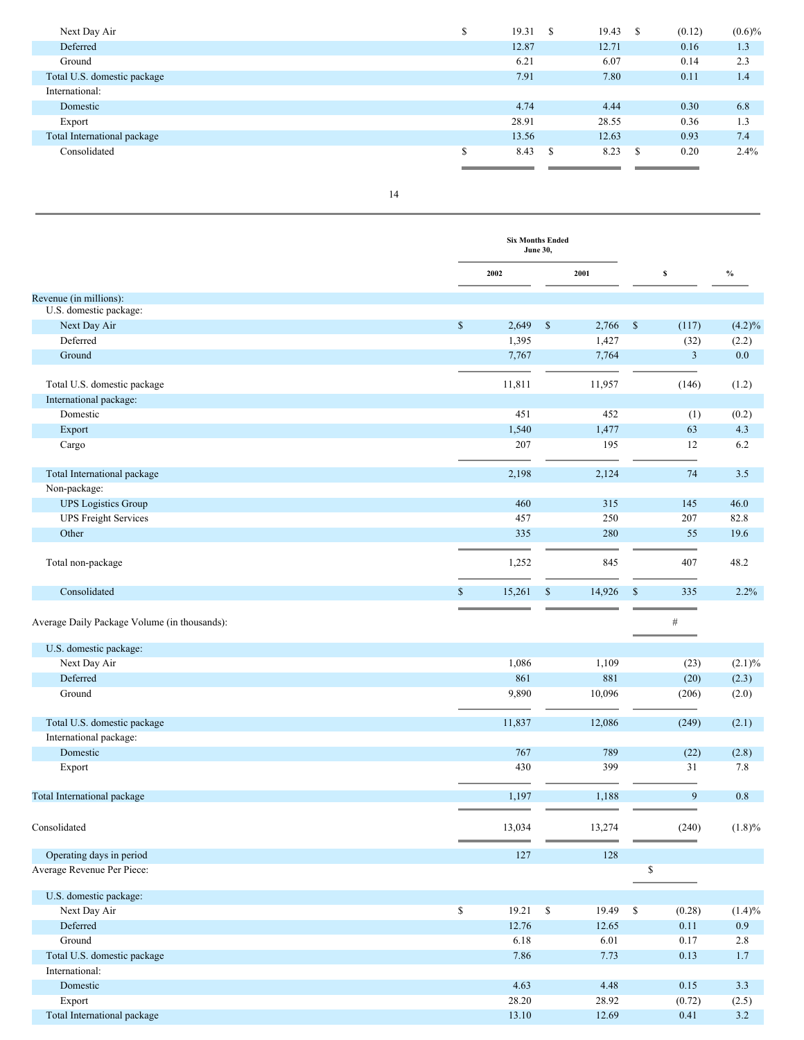| | | | | |
|---|---|---|---|---|
| Next Day Air | $ 19.31 | $ 19.43 | $ (0.12) | (0.6)% |
| Deferred | 12.87 | 12.71 | 0.16 | 1.3 |
| Ground | 6.21 | 6.07 | 0.14 | 2.3 |
| Total U.S. domestic package | 7.91 | 7.80 | 0.11 | 1.4 |
| International: | | | | |
| Domestic | 4.74 | 4.44 | 0.30 | 6.8 |
| Export | 28.91 | 28.55 | 0.36 | 1.3 |
| Total International package | 13.56 | 12.63 | 0.93 | 7.4 |
| Consolidated | $ 8.43 | $ 8.23 | $ 0.20 | 2.4% |

| | Six Months Ended June 30, | | | |
|---|---|---|---|---|
| | 2002 | 2001 | $ | % |
| Revenue (in millions): | | | | |
| U.S. domestic package: | | | | |
| Next Day Air | $ 2,649 | $ 2,766 | $ (117) | (4.2)% |
| Deferred | 1,395 | 1,427 | (32) | (2.2) |
| Ground | 7,767 | 7,764 | 3 | 0.0 |
| Total U.S. domestic package | 11,811 | 11,957 | (146) | (1.2) |
| International package: | | | | |
| Domestic | 451 | 452 | (1) | (0.2) |
| Export | 1,540 | 1,477 | 63 | 4.3 |
| Cargo | 207 | 195 | 12 | 6.2 |
| Total International package | 2,198 | 2,124 | 74 | 3.5 |
| Non-package: | | | | |
| UPS Logistics Group | 460 | 315 | 145 | 46.0 |
| UPS Freight Services | 457 | 250 | 207 | 82.8 |
| Other | 335 | 280 | 55 | 19.6 |
| Total non-package | 1,252 | 845 | 407 | 48.2 |
| Consolidated | $ 15,261 | $ 14,926 | $ 335 | 2.2% |
| Average Daily Package Volume (in thousands): | | | # | |
| U.S. domestic package: | | | | |
| Next Day Air | 1,086 | 1,109 | (23) | (2.1)% |
| Deferred | 861 | 881 | (20) | (2.3) |
| Ground | 9,890 | 10,096 | (206) | (2.0) |
| Total U.S. domestic package | 11,837 | 12,086 | (249) | (2.1) |
| International package: | | | | |
| Domestic | 767 | 789 | (22) | (2.8) |
| Export | 430 | 399 | 31 | 7.8 |
| Total International package | 1,197 | 1,188 | 9 | 0.8 |
| Consolidated | 13,034 | 13,274 | (240) | (1.8)% |
| Operating days in period | 127 | 128 | | |
| Average Revenue Per Piece: | | | $ | |
| U.S. domestic package: | | | | |
| Next Day Air | $ 19.21 | $ 19.49 | $ (0.28) | (1.4)% |
| Deferred | 12.76 | 12.65 | 0.11 | 0.9 |
| Ground | 6.18 | 6.01 | 0.17 | 2.8 |
| Total U.S. domestic package | 7.86 | 7.73 | 0.13 | 1.7 |
| International: | | | | |
| Domestic | 4.63 | 4.48 | 0.15 | 3.3 |
| Export | 28.20 | 28.92 | (0.72) | (2.5) |
| Total International package | 13.10 | 12.69 | 0.41 | 3.2 |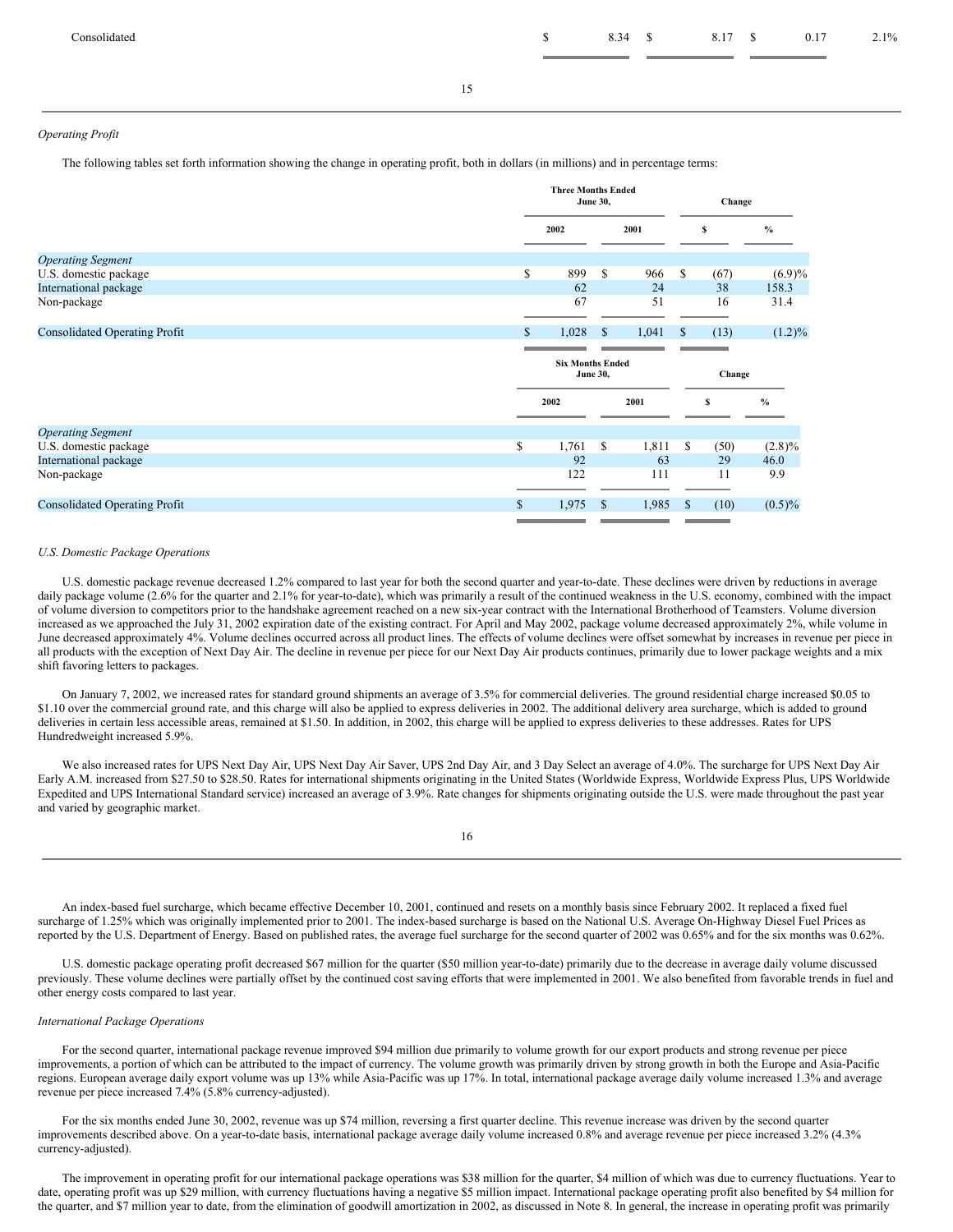| | | | | |
|---|---|---|---|---|
| Consolidated | $ 8.34 | $ 8.17 | $ 0.17 | 2.1% |

*Operating Profit*

The following tables set forth information showing the change in operating profit, both in dollars (in millions) and in percentage terms:

| | Three Months Ended June 30, | | Change | |
|---|---|---|---|---|
| | 2002 | 2001 | $ | % |
| *Operating Segment* | | | | |
| U.S. domestic package | $ 899 | $ 966 | $ (67) | (6.9)% |
| International package | 62 | 24 | 38 | 158.3 |
| Non-package | 67 | 51 | 16 | 31.4 |
| Consolidated Operating Profit | $ 1,028 | $ 1,041 | $ (13) | (1.2)% |

| | Six Months Ended June 30, | | Change | |
|---|---|---|---|---|
| | 2002 | 2001 | $ | % |
| *Operating Segment* | | | | |
| U.S. domestic package | $ 1,761 | $ 1,811 | $ (50) | (2.8)% |
| International package | 92 | 63 | 29 | 46.0 |
| Non-package | 122 | 111 | 11 | 9.9 |
| Consolidated Operating Profit | $ 1,975 | $ 1,985 | $ (10) | (0.5)% |

*U.S. Domestic Package Operations*

U.S. domestic package revenue decreased 1.2% compared to last year for both the second quarter and year-to-date. These declines were driven by reductions in average daily package volume (2.6% for the quarter and 2.1% for year-to-date), which was primarily a result of the continued weakness in the U.S. economy, combined with the impact of volume diversion to competitors prior to the handshake agreement reached on a new six-year contract with the International Brotherhood of Teamsters. Volume diversion increased as we approached the July 31, 2002 expiration date of the existing contract. For April and May 2002, package volume decreased approximately 2%, while volume in June decreased approximately 4%. Volume declines occurred across all product lines. The effects of volume declines were offset somewhat by increases in revenue per piece in all products with the exception of Next Day Air. The decline in revenue per piece for our Next Day Air products continues, primarily due to lower package weights and a mix shift favoring letters to packages.

On January 7, 2002, we increased rates for standard ground shipments an average of 3.5% for commercial deliveries. The ground residential charge increased $0.05 to $1.10 over the commercial ground rate, and this charge will also be applied to express deliveries in 2002. The additional delivery area surcharge, which is added to ground deliveries in certain less accessible areas, remained at $1.50. In addition, in 2002, this charge will be applied to express deliveries to these addresses. Rates for UPS Hundredweight increased 5.9%.

We also increased rates for UPS Next Day Air, UPS Next Day Air Saver, UPS 2nd Day Air, and 3 Day Select an average of 4.0%. The surcharge for UPS Next Day Air Early A.M. increased from $27.50 to $28.50. Rates for international shipments originating in the United States (Worldwide Express, Worldwide Express Plus, UPS Worldwide Expedited and UPS International Standard service) increased an average of 3.9%. Rate changes for shipments originating outside the U.S. were made throughout the past year and varied by geographic market.

An index-based fuel surcharge, which became effective December 10, 2001, continued and resets on a monthly basis since February 2002. It replaced a fixed fuel surcharge of 1.25% which was originally implemented prior to 2001. The index-based surcharge is based on the National U.S. Average On-Highway Diesel Fuel Prices as reported by the U.S. Department of Energy. Based on published rates, the average fuel surcharge for the second quarter of 2002 was 0.65% and for the six months was 0.62%.

U.S. domestic package operating profit decreased $67 million for the quarter ($50 million year-to-date) primarily due to the decrease in average daily volume discussed previously. These volume declines were partially offset by the continued cost saving efforts that were implemented in 2001. We also benefited from favorable trends in fuel and other energy costs compared to last year.

*International Package Operations*

For the second quarter, international package revenue improved $94 million due primarily to volume growth for our export products and strong revenue per piece improvements, a portion of which can be attributed to the impact of currency. The volume growth was primarily driven by strong growth in both the Europe and Asia-Pacific regions. European average daily export volume was up 13% while Asia-Pacific was up 17%. In total, international package average daily volume increased 1.3% and average revenue per piece increased 7.4% (5.8% currency-adjusted).

For the six months ended June 30, 2002, revenue was up $74 million, reversing a first quarter decline. This revenue increase was driven by the second quarter improvements described above. On a year-to-date basis, international package average daily volume increased 0.8% and average revenue per piece increased 3.2% (4.3% currency-adjusted).

The improvement in operating profit for our international package operations was $38 million for the quarter, $4 million of which was due to currency fluctuations. Year to date, operating profit was up $29 million, with currency fluctuations having a negative $5 million impact. International package operating profit also benefited by $4 million for the quarter, and $7 million year to date, from the elimination of goodwill amortization in 2002, as discussed in Note 8. In general, the increase in operating profit was primarily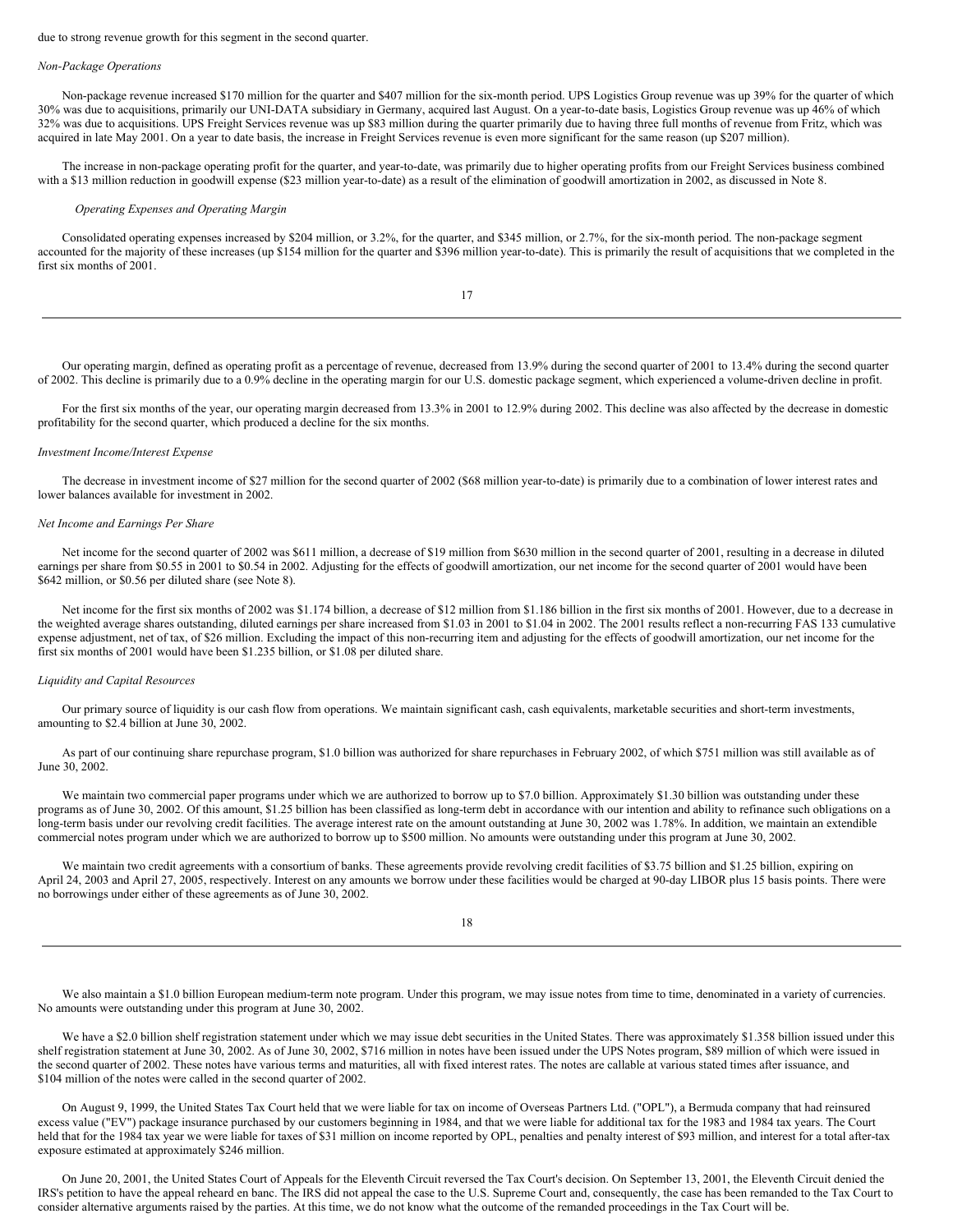due to strong revenue growth for this segment in the second quarter.

*Non-Package Operations*

Non-package revenue increased $170 million for the quarter and $407 million for the six-month period. UPS Logistics Group revenue was up 39% for the quarter of which 30% was due to acquisitions, primarily our UNI-DATA subsidiary in Germany, acquired last August. On a year-to-date basis, Logistics Group revenue was up 46% of which 32% was due to acquisitions. UPS Freight Services revenue was up $83 million during the quarter primarily due to having three full months of revenue from Fritz, which was acquired in late May 2001. On a year to date basis, the increase in Freight Services revenue is even more significant for the same reason (up $207 million).

The increase in non-package operating profit for the quarter, and year-to-date, was primarily due to higher operating profits from our Freight Services business combined with a $13 million reduction in goodwill expense ($23 million year-to-date) as a result of the elimination of goodwill amortization in 2002, as discussed in Note 8.

*Operating Expenses and Operating Margin*

Consolidated operating expenses increased by $204 million, or 3.2%, for the quarter, and $345 million, or 2.7%, for the six-month period. The non-package segment accounted for the majority of these increases (up $154 million for the quarter and $396 million year-to-date). This is primarily the result of acquisitions that we completed in the first six months of 2001.

Our operating margin, defined as operating profit as a percentage of revenue, decreased from 13.9% during the second quarter of 2001 to 13.4% during the second quarter of 2002. This decline is primarily due to a 0.9% decline in the operating margin for our U.S. domestic package segment, which experienced a volume-driven decline in profit.

For the first six months of the year, our operating margin decreased from 13.3% in 2001 to 12.9% during 2002. This decline was also affected by the decrease in domestic profitability for the second quarter, which produced a decline for the six months.

*Investment Income/Interest Expense*

The decrease in investment income of $27 million for the second quarter of 2002 ($68 million year-to-date) is primarily due to a combination of lower interest rates and lower balances available for investment in 2002.

*Net Income and Earnings Per Share*

Net income for the second quarter of 2002 was $611 million, a decrease of $19 million from $630 million in the second quarter of 2001, resulting in a decrease in diluted earnings per share from $0.55 in 2001 to $0.54 in 2002. Adjusting for the effects of goodwill amortization, our net income for the second quarter of 2001 would have been $642 million, or $0.56 per diluted share (see Note 8).

Net income for the first six months of 2002 was $1.174 billion, a decrease of $12 million from $1.186 billion in the first six months of 2001. However, due to a decrease in the weighted average shares outstanding, diluted earnings per share increased from $1.03 in 2001 to $1.04 in 2002. The 2001 results reflect a non-recurring FAS 133 cumulative expense adjustment, net of tax, of $26 million. Excluding the impact of this non-recurring item and adjusting for the effects of goodwill amortization, our net income for the first six months of 2001 would have been $1.235 billion, or $1.08 per diluted share.

*Liquidity and Capital Resources*

Our primary source of liquidity is our cash flow from operations. We maintain significant cash, cash equivalents, marketable securities and short-term investments, amounting to $2.4 billion at June 30, 2002.

As part of our continuing share repurchase program, $1.0 billion was authorized for share repurchases in February 2002, of which $751 million was still available as of June 30, 2002.

We maintain two commercial paper programs under which we are authorized to borrow up to $7.0 billion. Approximately $1.30 billion was outstanding under these programs as of June 30, 2002. Of this amount, $1.25 billion has been classified as long-term debt in accordance with our intention and ability to refinance such obligations on a long-term basis under our revolving credit facilities. The average interest rate on the amount outstanding at June 30, 2002 was 1.78%. In addition, we maintain an extendible commercial notes program under which we are authorized to borrow up to $500 million. No amounts were outstanding under this program at June 30, 2002.

We maintain two credit agreements with a consortium of banks. These agreements provide revolving credit facilities of $3.75 billion and $1.25 billion, expiring on April 24, 2003 and April 27, 2005, respectively. Interest on any amounts we borrow under these facilities would be charged at 90-day LIBOR plus 15 basis points. There were no borrowings under either of these agreements as of June 30, 2002.

We also maintain a $1.0 billion European medium-term note program. Under this program, we may issue notes from time to time, denominated in a variety of currencies. No amounts were outstanding under this program at June 30, 2002.

We have a $2.0 billion shelf registration statement under which we may issue debt securities in the United States. There was approximately $1.358 billion issued under this shelf registration statement at June 30, 2002. As of June 30, 2002, $716 million in notes have been issued under the UPS Notes program, $89 million of which were issued in the second quarter of 2002. These notes have various terms and maturities, all with fixed interest rates. The notes are callable at various stated times after issuance, and $104 million of the notes were called in the second quarter of 2002.

On August 9, 1999, the United States Tax Court held that we were liable for tax on income of Overseas Partners Ltd. ("OPL"), a Bermuda company that had reinsured excess value ("EV") package insurance purchased by our customers beginning in 1984, and that we were liable for additional tax for the 1983 and 1984 tax years. The Court held that for the 1984 tax year we were liable for taxes of $31 million on income reported by OPL, penalties and penalty interest of $93 million, and interest for a total after-tax exposure estimated at approximately $246 million.

On June 20, 2001, the United States Court of Appeals for the Eleventh Circuit reversed the Tax Court's decision. On September 13, 2001, the Eleventh Circuit denied the IRS's petition to have the appeal reheard en banc. The IRS did not appeal the case to the U.S. Supreme Court and, consequently, the case has been remanded to the Tax Court to consider alternative arguments raised by the parties. At this time, we do not know what the outcome of the remanded proceedings in the Tax Court will be.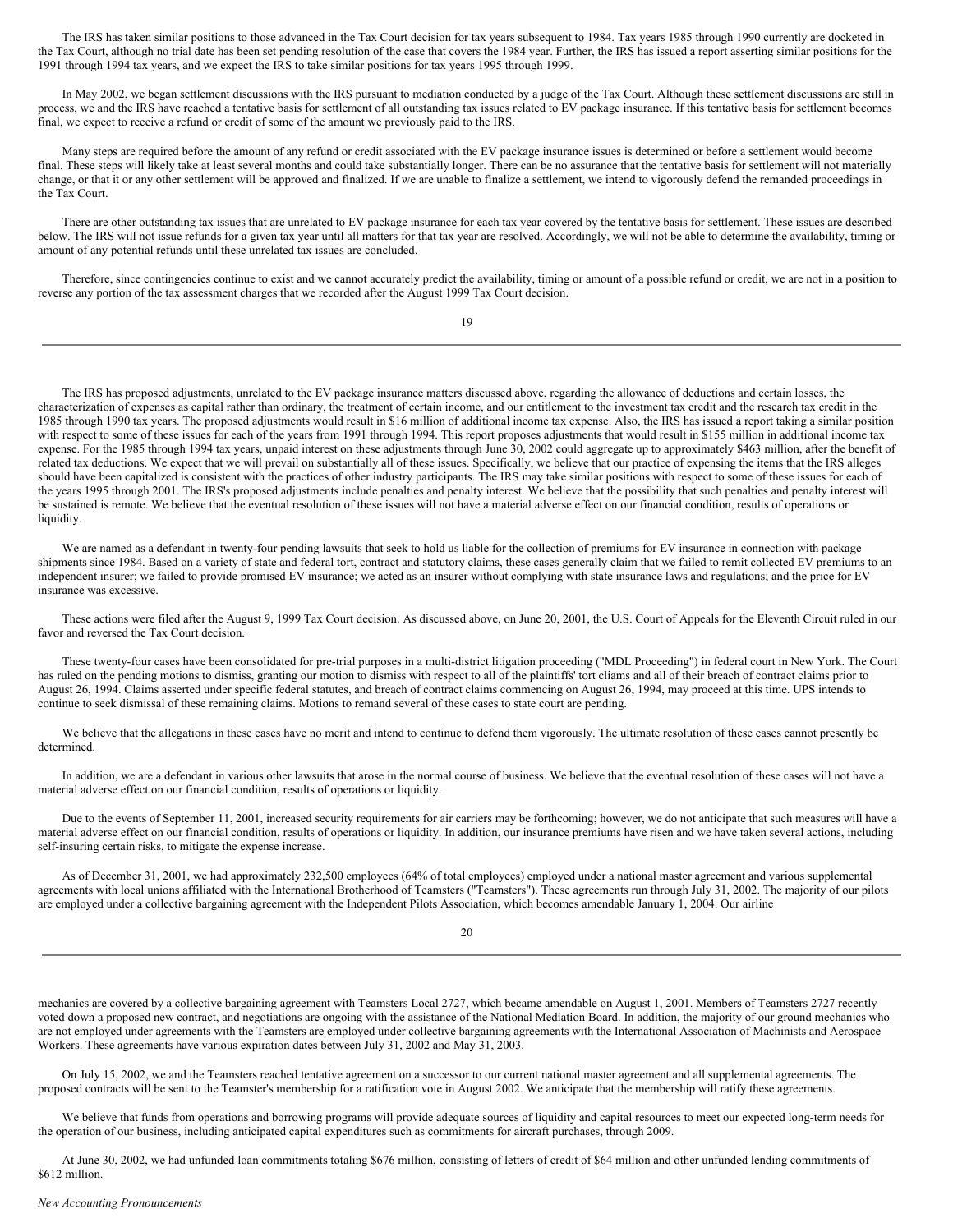The IRS has taken similar positions to those advanced in the Tax Court decision for tax years subsequent to 1984. Tax years 1985 through 1990 currently are docketed in the Tax Court, although no trial date has been set pending resolution of the case that covers the 1984 year. Further, the IRS has issued a report asserting similar positions for the 1991 through 1994 tax years, and we expect the IRS to take similar positions for tax years 1995 through 1999.

In May 2002, we began settlement discussions with the IRS pursuant to mediation conducted by a judge of the Tax Court. Although these settlement discussions are still in process, we and the IRS have reached a tentative basis for settlement of all outstanding tax issues related to EV package insurance. If this tentative basis for settlement becomes final, we expect to receive a refund or credit of some of the amount we previously paid to the IRS.

Many steps are required before the amount of any refund or credit associated with the EV package insurance issues is determined or before a settlement would become final. These steps will likely take at least several months and could take substantially longer. There can be no assurance that the tentative basis for settlement will not materially change, or that it or any other settlement will be approved and finalized. If we are unable to finalize a settlement, we intend to vigorously defend the remanded proceedings in the Tax Court.

There are other outstanding tax issues that are unrelated to EV package insurance for each tax year covered by the tentative basis for settlement. These issues are described below. The IRS will not issue refunds for a given tax year until all matters for that tax year are resolved. Accordingly, we will not be able to determine the availability, timing or amount of any potential refunds until these unrelated tax issues are concluded.

Therefore, since contingencies continue to exist and we cannot accurately predict the availability, timing or amount of a possible refund or credit, we are not in a position to reverse any portion of the tax assessment charges that we recorded after the August 1999 Tax Court decision.

The IRS has proposed adjustments, unrelated to the EV package insurance matters discussed above, regarding the allowance of deductions and certain losses, the characterization of expenses as capital rather than ordinary, the treatment of certain income, and our entitlement to the investment tax credit and the research tax credit in the 1985 through 1990 tax years. The proposed adjustments would result in $16 million of additional income tax expense. Also, the IRS has issued a report taking a similar position with respect to some of these issues for each of the years from 1991 through 1994. This report proposes adjustments that would result in $155 million in additional income tax expense. For the 1985 through 1994 tax years, unpaid interest on these adjustments through June 30, 2002 could aggregate up to approximately $463 million, after the benefit of related tax deductions. We expect that we will prevail on substantially all of these issues. Specifically, we believe that our practice of expensing the items that the IRS alleges should have been capitalized is consistent with the practices of other industry participants. The IRS may take similar positions with respect to some of these issues for each of the years 1995 through 2001. The IRS's proposed adjustments include penalties and penalty interest. We believe that the possibility that such penalties and penalty interest will be sustained is remote. We believe that the eventual resolution of these issues will not have a material adverse effect on our financial condition, results of operations or liquidity.

We are named as a defendant in twenty-four pending lawsuits that seek to hold us liable for the collection of premiums for EV insurance in connection with package shipments since 1984. Based on a variety of state and federal tort, contract and statutory claims, these cases generally claim that we failed to remit collected EV premiums to an independent insurer; we failed to provide promised EV insurance; we acted as an insurer without complying with state insurance laws and regulations; and the price for EV insurance was excessive.

These actions were filed after the August 9, 1999 Tax Court decision. As discussed above, on June 20, 2001, the U.S. Court of Appeals for the Eleventh Circuit ruled in our favor and reversed the Tax Court decision.

These twenty-four cases have been consolidated for pre-trial purposes in a multi-district litigation proceeding ("MDL Proceeding") in federal court in New York. The Court has ruled on the pending motions to dismiss, granting our motion to dismiss with respect to all of the plaintiffs' tort claims and all of their breach of contract claims prior to August 26, 1994. Claims asserted under specific federal statutes, and breach of contract claims commencing on August 26, 1994, may proceed at this time. UPS intends to continue to seek dismissal of these remaining claims. Motions to remand several of these cases to state court are pending.

We believe that the allegations in these cases have no merit and intend to continue to defend them vigorously. The ultimate resolution of these cases cannot presently be determined.

In addition, we are a defendant in various other lawsuits that arose in the normal course of business. We believe that the eventual resolution of these cases will not have a material adverse effect on our financial condition, results of operations or liquidity.

Due to the events of September 11, 2001, increased security requirements for air carriers may be forthcoming; however, we do not anticipate that such measures will have a material adverse effect on our financial condition, results of operations or liquidity. In addition, our insurance premiums have risen and we have taken several actions, including self-insuring certain risks, to mitigate the expense increase.

As of December 31, 2001, we had approximately 232,500 employees (64% of total employees) employed under a national master agreement and various supplemental agreements with local unions affiliated with the International Brotherhood of Teamsters ("Teamsters"). These agreements run through July 31, 2002. The majority of our pilots are employed under a collective bargaining agreement with the Independent Pilots Association, which becomes amendable January 1, 2004. Our airline mechanics are covered by a collective bargaining agreement with Teamsters Local 2727, which became amendable on August 1, 2001. Members of Teamsters 2727 recently voted down a proposed new contract, and negotiations are ongoing with the assistance of the National Mediation Board. In addition, the majority of our ground mechanics who are not employed under agreements with the Teamsters are employed under collective bargaining agreements with the International Association of Machinists and Aerospace Workers. These agreements have various expiration dates between July 31, 2002 and May 31, 2003.

On July 15, 2002, we and the Teamsters reached tentative agreement on a successor to our current national master agreement and all supplemental agreements. The proposed contracts will be sent to the Teamster's membership for a ratification vote in August 2002. We anticipate that the membership will ratify these agreements.

We believe that funds from operations and borrowing programs will provide adequate sources of liquidity and capital resources to meet our expected long-term needs for the operation of our business, including anticipated capital expenditures such as commitments for aircraft purchases, through 2009.

At June 30, 2002, we had unfunded loan commitments totaling $676 million, consisting of letters of credit of $64 million and other unfunded lending commitments of $612 million.

*New Accounting Pronouncements*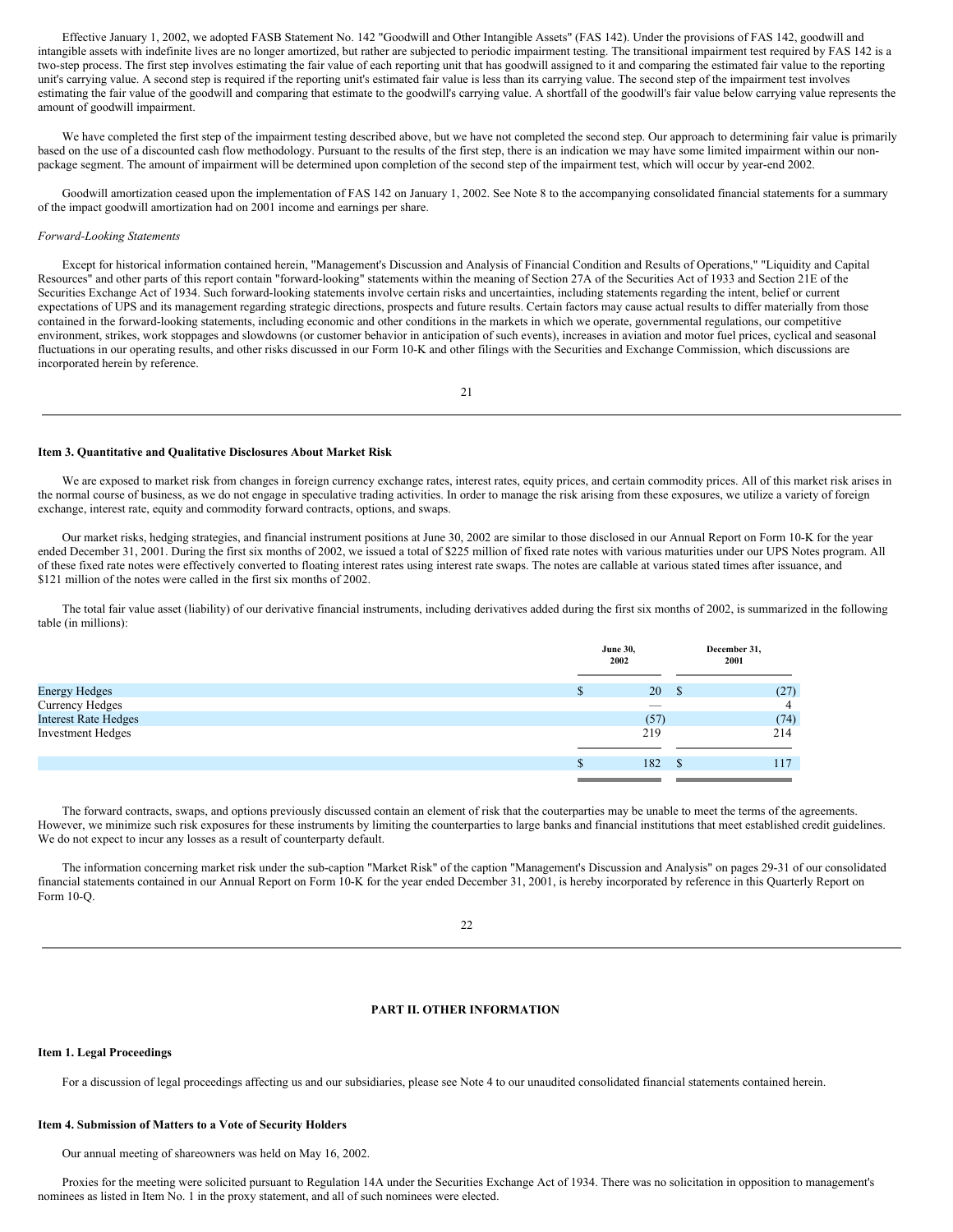Effective January 1, 2002, we adopted FASB Statement No. 142 "Goodwill and Other Intangible Assets" (FAS 142). Under the provisions of FAS 142, goodwill and intangible assets with indefinite lives are no longer amortized, but rather are subjected to periodic impairment testing. The transitional impairment test required by FAS 142 is a two-step process. The first step involves estimating the fair value of each reporting unit that has goodwill assigned to it and comparing the estimated fair value to the reporting unit's carrying value. A second step is required if the reporting unit's estimated fair value is less than its carrying value. The second step of the impairment test involves estimating the fair value of the goodwill and comparing that estimate to the goodwill's carrying value. A shortfall of the goodwill's fair value below carrying value represents the amount of goodwill impairment.

We have completed the first step of the impairment testing described above, but we have not completed the second step. Our approach to determining fair value is primarily based on the use of a discounted cash flow methodology. Pursuant to the results of the first step, there is an indication we may have some limited impairment within our non-package segment. The amount of impairment will be determined upon completion of the second step of the impairment test, which will occur by year-end 2002.

Goodwill amortization ceased upon the implementation of FAS 142 on January 1, 2002. See Note 8 to the accompanying consolidated financial statements for a summary of the impact goodwill amortization had on 2001 income and earnings per share.

*Forward-Looking Statements*

Except for historical information contained herein, "Management's Discussion and Analysis of Financial Condition and Results of Operations," "Liquidity and Capital Resources" and other parts of this report contain "forward-looking" statements within the meaning of Section 27A of the Securities Act of 1933 and Section 21E of the Securities Exchange Act of 1934. Such forward-looking statements involve certain risks and uncertainties, including statements regarding the intent, belief or current expectations of UPS and its management regarding strategic directions, prospects and future results. Certain factors may cause actual results to differ materially from those contained in the forward-looking statements, including economic and other conditions in the markets in which we operate, governmental regulations, our competitive environment, strikes, work stoppages and slowdowns (or customer behavior in anticipation of such events), increases in aviation and motor fuel prices, cyclical and seasonal fluctuations in our operating results, and other risks discussed in our Form 10-K and other filings with the Securities and Exchange Commission, which discussions are incorporated herein by reference.

### Item 3. Quantitative and Qualitative Disclosures About Market Risk

We are exposed to market risk from changes in foreign currency exchange rates, interest rates, equity prices, and certain commodity prices. All of this market risk arises in the normal course of business, as we do not engage in speculative trading activities. In order to manage the risk arising from these exposures, we utilize a variety of foreign exchange, interest rate, equity and commodity forward contracts, options, and swaps.

Our market risks, hedging strategies, and financial instrument positions at June 30, 2002 are similar to those disclosed in our Annual Report on Form 10-K for the year ended December 31, 2001. During the first six months of 2002, we issued a total of $225 million of fixed rate notes with various maturities under our UPS Notes program. All of these fixed rate notes were effectively converted to floating interest rates using interest rate swaps. The notes are callable at various stated times after issuance, and $121 million of the notes were called in the first six months of 2002.

The total fair value asset (liability) of our derivative financial instruments, including derivatives added during the first six months of 2002, is summarized in the following table (in millions):

| | June 30, 2002 | December 31, 2001 |
|---|---|---|
| Energy Hedges | $ 20 | $ (27) |
| Currency Hedges | — | 4 |
| Interest Rate Hedges | (57) | (74) |
| Investment Hedges | 219 | 214 |
| | $ 182 | $ 117 |

The forward contracts, swaps, and options previously discussed contain an element of risk that the couterparties may be unable to meet the terms of the agreements. However, we minimize such risk exposures for these instruments by limiting the counterparties to large banks and financial institutions that meet established credit guidelines. We do not expect to incur any losses as a result of counterparty default.

The information concerning market risk under the sub-caption "Market Risk" of the caption "Management's Discussion and Analysis" on pages 29-31 of our consolidated financial statements contained in our Annual Report on Form 10-K for the year ended December 31, 2001, is hereby incorporated by reference in this Quarterly Report on Form 10-Q.

## PART II. OTHER INFORMATION

### Item 1. Legal Proceedings

For a discussion of legal proceedings affecting us and our subsidiaries, please see Note 4 to our unaudited consolidated financial statements contained herein.

### Item 4. Submission of Matters to a Vote of Security Holders

Our annual meeting of shareowners was held on May 16, 2002.

Proxies for the meeting were solicited pursuant to Regulation 14A under the Securities Exchange Act of 1934. There was no solicitation in opposition to management's nominees as listed in Item No. 1 in the proxy statement, and all of such nominees were elected.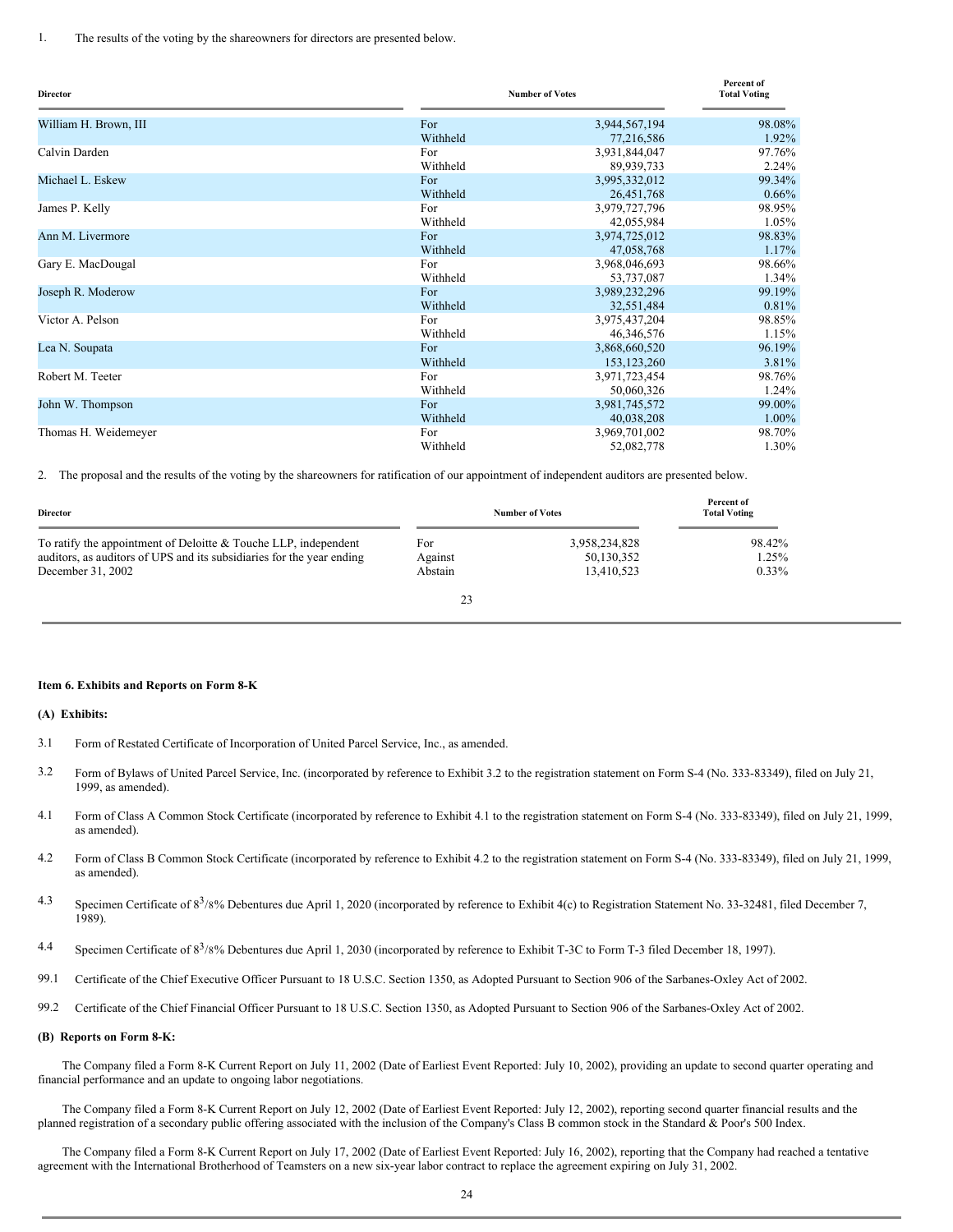1. The results of the voting by the shareowners for directors are presented below.

| Director | Number of Votes | | Percent of Total Voting |
|---|---|---|---|
| William H. Brown, III | For | 3,944,567,194 | 98.08% |
| | Withheld | 77,216,586 | 1.92% |
| Calvin Darden | For | 3,931,844,047 | 97.76% |
| | Withheld | 89,939,733 | 2.24% |
| Michael L. Eskew | For | 3,995,332,012 | 99.34% |
| | Withheld | 26,451,768 | 0.66% |
| James P. Kelly | For | 3,979,727,796 | 98.95% |
| | Withheld | 42,055,984 | 1.05% |
| Ann M. Livermore | For | 3,974,725,012 | 98.83% |
| | Withheld | 47,058,768 | 1.17% |
| Gary E. MacDougal | For | 3,968,046,693 | 98.66% |
| | Withheld | 53,737,087 | 1.34% |
| Joseph R. Moderow | For | 3,989,232,296 | 99.19% |
| | Withheld | 32,551,484 | 0.81% |
| Victor A. Pelson | For | 3,975,437,204 | 98.85% |
| | Withheld | 46,346,576 | 1.15% |
| Lea N. Soupata | For | 3,868,660,520 | 96.19% |
| | Withheld | 153,123,260 | 3.81% |
| Robert M. Teeter | For | 3,971,723,454 | 98.76% |
| | Withheld | 50,060,326 | 1.24% |
| John W. Thompson | For | 3,981,745,572 | 99.00% |
| | Withheld | 40,038,208 | 1.00% |
| Thomas H. Weidemeyer | For | 3,969,701,002 | 98.70% |
| | Withheld | 52,082,778 | 1.30% |

2. The proposal and the results of the voting by the shareowners for ratification of our appointment of independent auditors are presented below.

| Director | Number of Votes | | Percent of Total Voting |
|---|---|---|---|
| To ratify the appointment of Deloitte & Touche LLP, independent auditors, as auditors of UPS and its subsidiaries for the year ending December 31, 2002 | For | 3,958,234,828 | 98.42% |
| | Against | 50,130,352 | 1.25% |
| | Abstain | 13,410,523 | 0.33% |

**Item 6. Exhibits and Reports on Form 8-K**

**(A) Exhibits:**

3.1 Form of Restated Certificate of Incorporation of United Parcel Service, Inc., as amended.

3.2 Form of Bylaws of United Parcel Service, Inc. (incorporated by reference to Exhibit 3.2 to the registration statement on Form S-4 (No. 333-83349), filed on July 21, 1999, as amended).

4.1 Form of Class A Common Stock Certificate (incorporated by reference to Exhibit 4.1 to the registration statement on Form S-4 (No. 333-83349), filed on July 21, 1999, as amended).

4.2 Form of Class B Common Stock Certificate (incorporated by reference to Exhibit 4.2 to the registration statement on Form S-4 (No. 333-83349), filed on July 21, 1999, as amended).

4.3 Specimen Certificate of $8^3/8$% Debentures due April 1, 2020 (incorporated by reference to Exhibit 4(c) to Registration Statement No. 33-32481, filed December 7, 1989).

4.4 Specimen Certificate of $8^3/8$% Debentures due April 1, 2030 (incorporated by reference to Exhibit T-3C to Form T-3 filed December 18, 1997).

99.1 Certificate of the Chief Executive Officer Pursuant to 18 U.S.C. Section 1350, as Adopted Pursuant to Section 906 of the Sarbanes-Oxley Act of 2002.

99.2 Certificate of the Chief Financial Officer Pursuant to 18 U.S.C. Section 1350, as Adopted Pursuant to Section 906 of the Sarbanes-Oxley Act of 2002.

**(B) Reports on Form 8-K:**

The Company filed a Form 8-K Current Report on July 11, 2002 (Date of Earliest Event Reported: July 10, 2002), providing an update to second quarter operating and financial performance and an update to ongoing labor negotiations.

The Company filed a Form 8-K Current Report on July 12, 2002 (Date of Earliest Event Reported: July 12, 2002), reporting second quarter financial results and the planned registration of a secondary public offering associated with the inclusion of the Company's Class B common stock in the Standard & Poor's 500 Index.

The Company filed a Form 8-K Current Report on July 17, 2002 (Date of Earliest Event Reported: July 16, 2002), reporting that the Company had reached a tentative agreement with the International Brotherhood of Teamsters on a new six-year labor contract to replace the agreement expiring on July 31, 2002.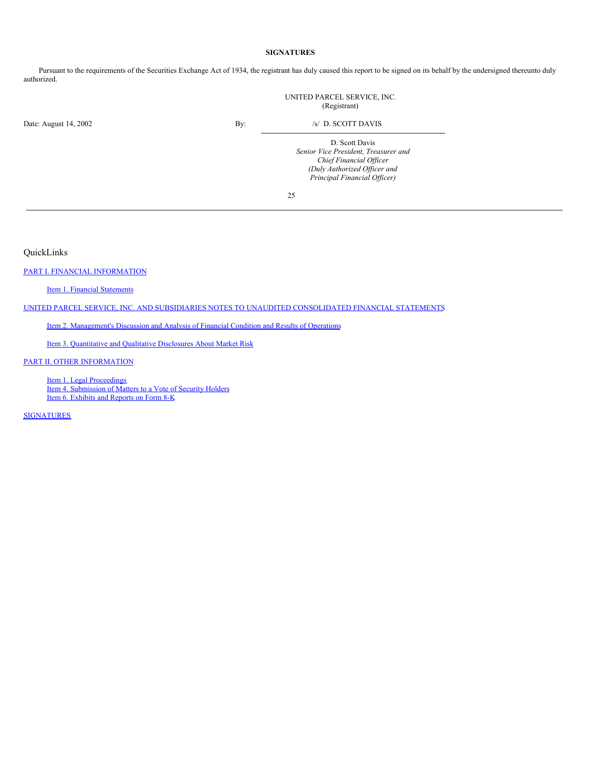## SIGNATURES

Pursuant to the requirements of the Securities Exchange Act of 1934, the registrant has duly caused this report to be signed on its behalf by the undersigned thereunto duly authorized.

UNITED PARCEL SERVICE, INC.
(Registrant)

Date: August 14, 2002

By: /s/ D. SCOTT DAVIS

D. Scott Davis
*Senior Vice President, Treasurer and Chief Financial Officer*
*(Duly Authorized Officer and Principal Financial Officer)*

---

QuickLinks

PART I. FINANCIAL INFORMATION

- Item 1. Financial Statements

UNITED PARCEL SERVICE, INC. AND SUBSIDIARIES NOTES TO UNAUDITED CONSOLIDATED FINANCIAL STATEMENTS

- Item 2. Management's Discussion and Analysis of Financial Condition and Results of Operations
- Item 3. Quantitative and Qualitative Disclosures About Market Risk

PART II. OTHER INFORMATION

- Item 1. Legal Proceedings
- Item 4. Submission of Matters to a Vote of Security Holders
- Item 6. Exhibits and Reports on Form 8-K

SIGNATURES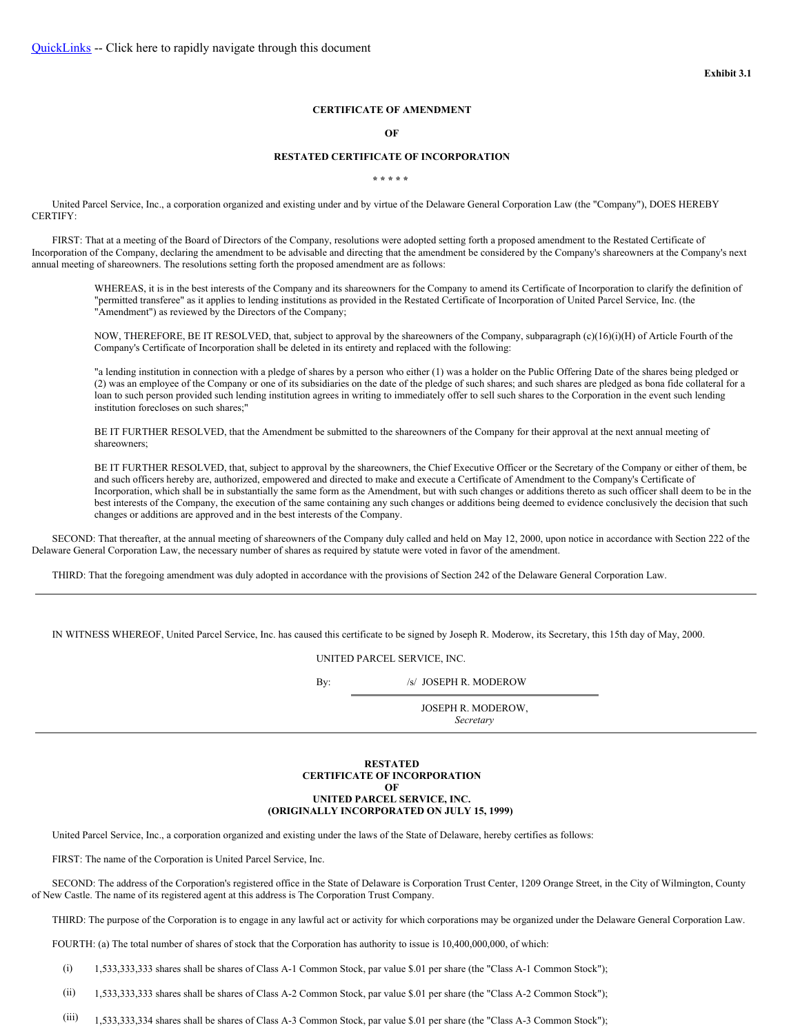QuickLinks -- Click here to rapidly navigate through this document

**Exhibit 3.1**

**CERTIFICATE OF AMENDMENT**

**OF**

**RESTATED CERTIFICATE OF INCORPORATION**

\* \* \* \* \*

United Parcel Service, Inc., a corporation organized and existing under and by virtue of the Delaware General Corporation Law (the "Company"), DOES HEREBY CERTIFY:

FIRST: That at a meeting of the Board of Directors of the Company, resolutions were adopted setting forth a proposed amendment to the Restated Certificate of Incorporation of the Company, declaring the amendment to be advisable and directing that the amendment be considered by the Company's shareowners at the Company's next annual meeting of shareowners. The resolutions setting forth the proposed amendment are as follows:

> WHEREAS, it is in the best interests of the Company and its shareowners for the Company to amend its Certificate of Incorporation to clarify the definition of "permitted transferee" as it applies to lending institutions as provided in the Restated Certificate of Incorporation of United Parcel Service, Inc. (the "Amendment") as reviewed by the Directors of the Company;
>
> NOW, THEREFORE, BE IT RESOLVED, that, subject to approval by the shareowners of the Company, subparagraph (c)(16)(i)(H) of Article Fourth of the Company's Certificate of Incorporation shall be deleted in its entirety and replaced with the following:
>
> "a lending institution in connection with a pledge of shares by a person who either (1) was a holder on the Public Offering Date of the shares being pledged or (2) was an employee of the Company or one of its subsidiaries on the date of the pledge of such shares; and such shares are pledged as bona fide collateral for a loan to such person provided such lending institution agrees in writing to immediately offer to sell such shares to the Corporation in the event such lending institution forecloses on such shares;"
>
> BE IT FURTHER RESOLVED, that the Amendment be submitted to the shareowners of the Company for their approval at the next annual meeting of shareowners;
>
> BE IT FURTHER RESOLVED, that, subject to approval by the shareowners, the Chief Executive Officer or the Secretary of the Company or either of them, be and such officers hereby are, authorized, empowered and directed to make and execute a Certificate of Amendment to the Company's Certificate of Incorporation, which shall be in substantially the same form as the Amendment, but with such changes or additions thereto as such officer shall deem to be in the best interests of the Company, the execution of the same containing any such changes or additions being deemed to evidence conclusively the decision that such changes or additions are approved and in the best interests of the Company.

SECOND: That thereafter, at the annual meeting of shareowners of the Company duly called and held on May 12, 2000, upon notice in accordance with Section 222 of the Delaware General Corporation Law, the necessary number of shares as required by statute were voted in favor of the amendment.

THIRD: That the foregoing amendment was duly adopted in accordance with the provisions of Section 242 of the Delaware General Corporation Law.

---

IN WITNESS WHEREOF, United Parcel Service, Inc. has caused this certificate to be signed by Joseph R. Moderow, its Secretary, this 15th day of May, 2000.

UNITED PARCEL SERVICE, INC.

By: /s/ JOSEPH R. MODEROW

JOSEPH R. MODEROW,
*Secretary*

---

**RESTATED**
**CERTIFICATE OF INCORPORATION**
**OF**
**UNITED PARCEL SERVICE, INC.**
**(ORIGINALLY INCORPORATED ON JULY 15, 1999)**

United Parcel Service, Inc., a corporation organized and existing under the laws of the State of Delaware, hereby certifies as follows:

FIRST: The name of the Corporation is United Parcel Service, Inc.

SECOND: The address of the Corporation's registered office in the State of Delaware is Corporation Trust Center, 1209 Orange Street, in the City of Wilmington, County of New Castle. The name of its registered agent at this address is The Corporation Trust Company.

THIRD: The purpose of the Corporation is to engage in any lawful act or activity for which corporations may be organized under the Delaware General Corporation Law.

FOURTH: (a) The total number of shares of stock that the Corporation has authority to issue is 10,400,000,000, of which:

(i) 1,533,333,333 shares shall be shares of Class A-1 Common Stock, par value $.01 per share (the "Class A-1 Common Stock");

(ii) 1,533,333,333 shares shall be shares of Class A-2 Common Stock, par value $.01 per share (the "Class A-2 Common Stock");

(iii) 1,533,333,334 shares shall be shares of Class A-3 Common Stock, par value $.01 per share (the "Class A-3 Common Stock");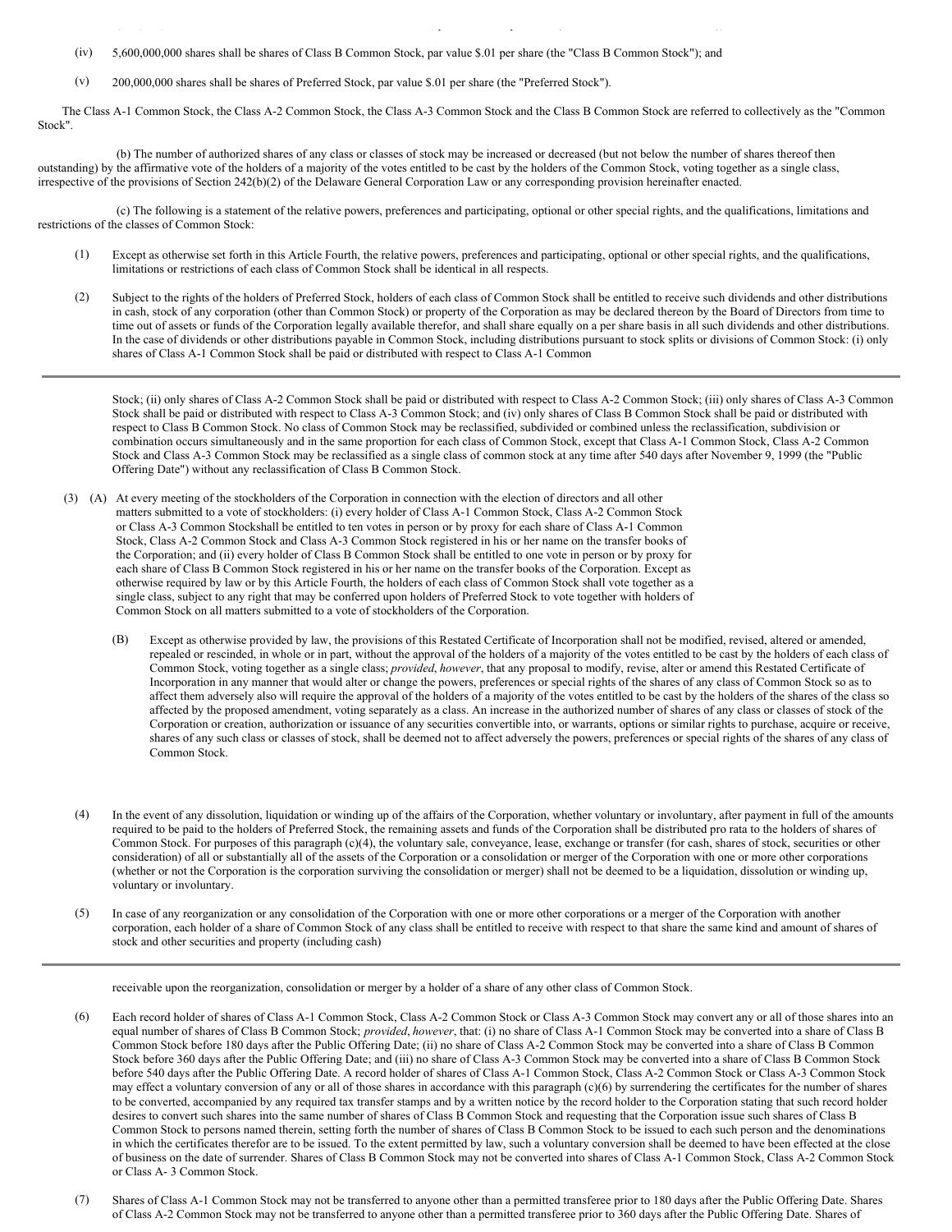(iv) 5,600,000,000 shares shall be shares of Class B Common Stock, par value $.01 per share (the "Class B Common Stock"); and

(v) 200,000,000 shares shall be shares of Preferred Stock, par value $.01 per share (the "Preferred Stock").

The Class A-1 Common Stock, the Class A-2 Common Stock, the Class A-3 Common Stock and the Class B Common Stock are referred to collectively as the "Common Stock".

(b) The number of authorized shares of any class or classes of stock may be increased or decreased (but not below the number of shares thereof then outstanding) by the affirmative vote of the holders of a majority of the votes entitled to be cast by the holders of the Common Stock, voting together as a single class, irrespective of the provisions of Section 242(b)(2) of the Delaware General Corporation Law or any corresponding provision hereinafter enacted.

(c) The following is a statement of the relative powers, preferences and participating, optional or other special rights, and the qualifications, limitations and restrictions of the classes of Common Stock:

(1) Except as otherwise set forth in this Article Fourth, the relative powers, preferences and participating, optional or other special rights, and the qualifications, limitations or restrictions of each class of Common Stock shall be identical in all respects.

(2) Subject to the rights of the holders of Preferred Stock, holders of each class of Common Stock shall be entitled to receive such dividends and other distributions in cash, stock of any corporation (other than Common Stock) or property of the Corporation as may be declared thereon by the Board of Directors from time to time out of assets or funds of the Corporation legally available therefor, and shall share equally on a per share basis in all such dividends and other distributions. In the case of dividends or other distributions payable in Common Stock, including distributions pursuant to stock splits or divisions of Common Stock: (i) only shares of Class A-1 Common Stock shall be paid or distributed with respect to Class A-1 Common Stock; (ii) only shares of Class A-2 Common Stock shall be paid or distributed with respect to Class A-2 Common Stock; (iii) only shares of Class A-3 Common Stock shall be paid or distributed with respect to Class A-3 Common Stock; and (iv) only shares of Class B Common Stock shall be paid or distributed with respect to Class B Common Stock. No class of Common Stock may be reclassified, subdivided or combined unless the reclassification, subdivision or combination occurs simultaneously and in the same proportion for each class of Common Stock, except that Class A-1 Common Stock, Class A-2 Common Stock and Class A-3 Common Stock may be reclassified as a single class of common stock at any time after 540 days after November 9, 1999 (the "Public Offering Date") without any reclassification of Class B Common Stock.

(3) (A) At every meeting of the stockholders of the Corporation in connection with the election of directors and all other matters submitted to a vote of stockholders: (i) every holder of Class A-1 Common Stock, Class A-2 Common Stock or Class A-3 Common Stockshall be entitled to ten votes in person or by proxy for each share of Class A-1 Common Stock, Class A-2 Common Stock and Class A-3 Common Stock registered in his or her name on the transfer books of the Corporation; and (ii) every holder of Class B Common Stock shall be entitled to one vote in person or by proxy for each share of Class B Common Stock registered in his or her name on the transfer books of the Corporation. Except as otherwise required by law or by this Article Fourth, the holders of each class of Common Stock shall vote together as a single class, subject to any right that may be conferred upon holders of Preferred Stock to vote together with holders of Common Stock on all matters submitted to a vote of stockholders of the Corporation.

(B) Except as otherwise provided by law, the provisions of this Restated Certificate of Incorporation shall not be modified, revised, altered or amended, repealed or rescinded, in whole or in part, without the approval of the holders of a majority of the votes entitled to be cast by the holders of each class of Common Stock, voting together as a single class; *provided*, *however*, that any proposal to modify, revise, alter or amend this Restated Certificate of Incorporation in any manner that would alter or change the powers, preferences or special rights of the shares of any class of Common Stock so as to affect them adversely also will require the approval of the holders of a majority of the votes entitled to be cast by the holders of the shares of the class so affected by the proposed amendment, voting separately as a class. An increase in the authorized number of shares of any class or classes of stock of the Corporation or creation, authorization or issuance of any securities convertible into, or warrants, options or similar rights to purchase, acquire or receive, shares of any such class or classes of stock, shall be deemed not to affect adversely the powers, preferences or special rights of the shares of any class of Common Stock.

(4) In the event of any dissolution, liquidation or winding up of the affairs of the Corporation, whether voluntary or involuntary, after payment in full of the amounts required to be paid to the holders of Preferred Stock, the remaining assets and funds of the Corporation shall be distributed pro rata to the holders of shares of Common Stock. For purposes of this paragraph (c)(4), the voluntary sale, conveyance, lease, exchange or transfer (for cash, shares of stock, securities or other consideration) of all or substantially all of the assets of the Corporation or a consolidation or merger of the Corporation with one or more other corporations (whether or not the Corporation is the corporation surviving the consolidation or merger) shall not be deemed to be a liquidation, dissolution or winding up, voluntary or involuntary.

(5) In case of any reorganization or any consolidation of the Corporation with one or more other corporations or a merger of the Corporation with another corporation, each holder of a share of Common Stock of any class shall be entitled to receive with respect to that share the same kind and amount of shares of stock and other securities and property (including cash) receivable upon the reorganization, consolidation or merger by a holder of a share of any other class of Common Stock.

(6) Each record holder of shares of Class A-1 Common Stock, Class A-2 Common Stock or Class A-3 Common Stock may convert any or all of those shares into an equal number of shares of Class B Common Stock; *provided*, *however*, that: (i) no share of Class A-1 Common Stock may be converted into a share of Class B Common Stock before 180 days after the Public Offering Date; (ii) no share of Class A-2 Common Stock may be converted into a share of Class B Common Stock before 360 days after the Public Offering Date; and (iii) no share of Class A-3 Common Stock may be converted into a share of Class B Common Stock before 540 days after the Public Offering Date. A record holder of shares of Class A-1 Common Stock, Class A-2 Common Stock or Class A-3 Common Stock may effect a voluntary conversion of any or all of those shares in accordance with this paragraph (c)(6) by surrendering the certificates for the number of shares to be converted, accompanied by any required tax transfer stamps and by a written notice by the record holder to the Corporation stating that such record holder desires to convert such shares into the same number of shares of Class B Common Stock and requesting that the Corporation issue such shares of Class B Common Stock to persons named therein, setting forth the number of shares of Class B Common Stock to be issued to each such person and the denominations in which the certificates therefor are to be issued. To the extent permitted by law, such a voluntary conversion shall be deemed to have been effected at the close of business on the date of surrender. Shares of Class B Common Stock may not be converted into shares of Class A-1 Common Stock, Class A-2 Common Stock or Class A- 3 Common Stock.

(7) Shares of Class A-1 Common Stock may not be transferred to anyone other than a permitted transferee prior to 180 days after the Public Offering Date. Shares of Class A-2 Common Stock may not be transferred to anyone other than a permitted transferee prior to 360 days after the Public Offering Date. Shares of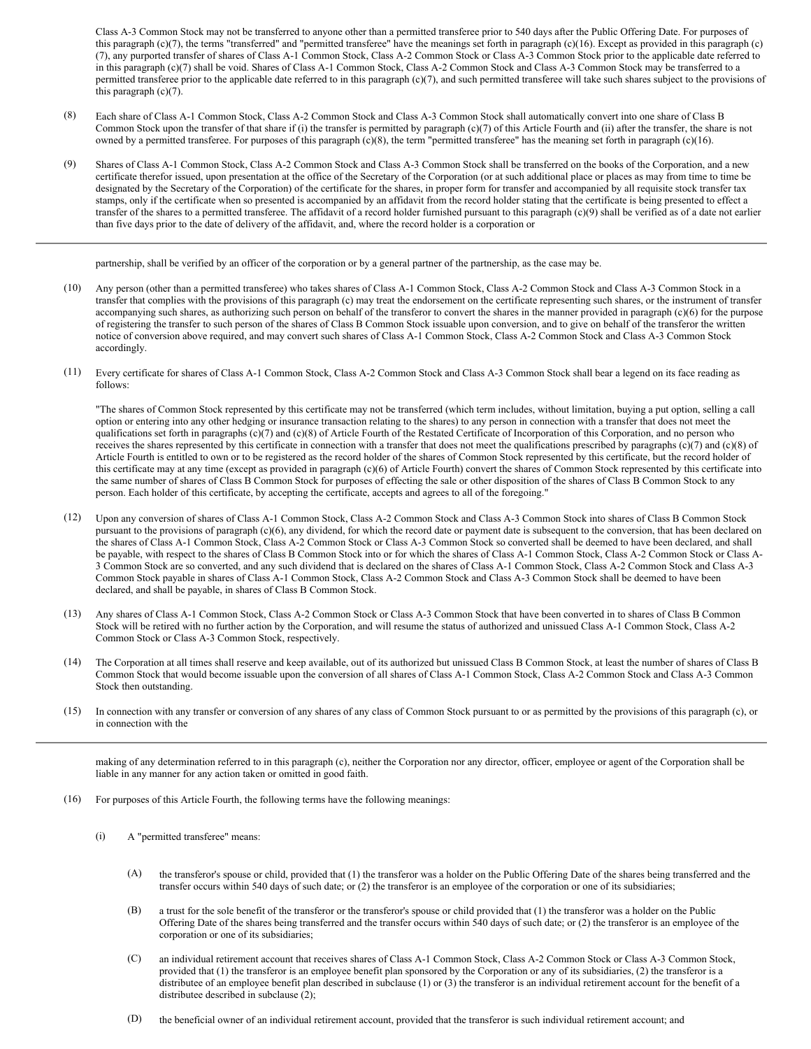Class A-3 Common Stock may not be transferred to anyone other than a permitted transferee prior to 540 days after the Public Offering Date. For purposes of this paragraph (c)(7), the terms "transferred" and "permitted transferee" have the meanings set forth in paragraph (c)(16). Except as provided in this paragraph (c)(7), any purported transfer of shares of Class A-1 Common Stock, Class A-2 Common Stock or Class A-3 Common Stock prior to the applicable date referred to in this paragraph (c)(7) shall be void. Shares of Class A-1 Common Stock, Class A-2 Common Stock and Class A-3 Common Stock may be transferred to a permitted transferee prior to the applicable date referred to in this paragraph (c)(7), and such permitted transferee will take such shares subject to the provisions of this paragraph (c)(7).

(8) Each share of Class A-1 Common Stock, Class A-2 Common Stock and Class A-3 Common Stock shall automatically convert into one share of Class B Common Stock upon the transfer of that share if (i) the transfer is permitted by paragraph (c)(7) of this Article Fourth and (ii) after the transfer, the share is not owned by a permitted transferee. For purposes of this paragraph (c)(8), the term "permitted transferee" has the meaning set forth in paragraph (c)(16).

(9) Shares of Class A-1 Common Stock, Class A-2 Common Stock and Class A-3 Common Stock shall be transferred on the books of the Corporation, and a new certificate therefor issued, upon presentation at the office of the Secretary of the Corporation (or at such additional place or places as may from time to time be designated by the Secretary of the Corporation) of the certificate for the shares, in proper form for transfer and accompanied by all requisite stock transfer tax stamps, only if the certificate when so presented is accompanied by an affidavit from the record holder stating that the certificate is being presented to effect a transfer of the shares to a permitted transferee. The affidavit of a record holder furnished pursuant to this paragraph (c)(9) shall be verified as of a date not earlier than five days prior to the date of delivery of the affidavit, and, where the record holder is a corporation or partnership, shall be verified by an officer of the corporation or by a general partner of the partnership, as the case may be.

(10) Any person (other than a permitted transferee) who takes shares of Class A-1 Common Stock, Class A-2 Common Stock and Class A-3 Common Stock in a transfer that complies with the provisions of this paragraph (c) may treat the endorsement on the certificate representing such shares, or the instrument of transfer accompanying such shares, as authorizing such person on behalf of the transferor to convert the shares in the manner provided in paragraph (c)(6) for the purpose of registering the transfer to such person of the shares of Class B Common Stock issuable upon conversion, and to give on behalf of the transferor the written notice of conversion above required, and may convert such shares of Class A-1 Common Stock, Class A-2 Common Stock and Class A-3 Common Stock accordingly.

(11) Every certificate for shares of Class A-1 Common Stock, Class A-2 Common Stock and Class A-3 Common Stock shall bear a legend on its face reading as follows:

"The shares of Common Stock represented by this certificate may not be transferred (which term includes, without limitation, buying a put option, selling a call option or entering into any other hedging or insurance transaction relating to the shares) to any person in connection with a transfer that does not meet the qualifications set forth in paragraphs (c)(7) and (c)(8) of Article Fourth of the Restated Certificate of Incorporation of this Corporation, and no person who receives the shares represented by this certificate in connection with a transfer that does not meet the qualifications prescribed by paragraphs (c)(7) and (c)(8) of Article Fourth is entitled to own or to be registered as the record holder of the shares of Common Stock represented by this certificate, but the record holder of this certificate may at any time (except as provided in paragraph (c)(6) of Article Fourth) convert the shares of Common Stock represented by this certificate into the same number of shares of Class B Common Stock for purposes of effecting the sale or other disposition of the shares of Class B Common Stock to any person. Each holder of this certificate, by accepting the certificate, accepts and agrees to all of the foregoing."

(12) Upon any conversion of shares of Class A-1 Common Stock, Class A-2 Common Stock and Class A-3 Common Stock into shares of Class B Common Stock pursuant to the provisions of paragraph (c)(6), any dividend, for which the record date or payment date is subsequent to the conversion, that has been declared on the shares of Class A-1 Common Stock, Class A-2 Common Stock or Class A-3 Common Stock so converted shall be deemed to have been declared, and shall be payable, with respect to the shares of Class B Common Stock into or for which the shares of Class A-1 Common Stock, Class A-2 Common Stock or Class A-3 Common Stock are so converted, and any such dividend that is declared on the shares of Class A-1 Common Stock, Class A-2 Common Stock and Class A-3 Common Stock payable in shares of Class A-1 Common Stock, Class A-2 Common Stock and Class A-3 Common Stock shall be deemed to have been declared, and shall be payable, in shares of Class B Common Stock.

(13) Any shares of Class A-1 Common Stock, Class A-2 Common Stock or Class A-3 Common Stock that have been converted in to shares of Class B Common Stock will be retired with no further action by the Corporation, and will resume the status of authorized and unissued Class A-1 Common Stock, Class A-2 Common Stock or Class A-3 Common Stock, respectively.

(14) The Corporation at all times shall reserve and keep available, out of its authorized but unissued Class B Common Stock, at least the number of shares of Class B Common Stock that would become issuable upon the conversion of all shares of Class A-1 Common Stock, Class A-2 Common Stock and Class A-3 Common Stock then outstanding.

(15) In connection with any transfer or conversion of any shares of any class of Common Stock pursuant to or as permitted by the provisions of this paragraph (c), or in connection with the making of any determination referred to in this paragraph (c), neither the Corporation nor any director, officer, employee or agent of the Corporation shall be liable in any manner for any action taken or omitted in good faith.

(16) For purposes of this Article Fourth, the following terms have the following meanings:

(i) A "permitted transferee" means:

(A) the transferor's spouse or child, provided that (1) the transferor was a holder on the Public Offering Date of the shares being transferred and the transfer occurs within 540 days of such date; or (2) the transferor is an employee of the corporation or one of its subsidiaries;

(B) a trust for the sole benefit of the transferor or the transferor's spouse or child provided that (1) the transferor was a holder on the Public Offering Date of the shares being transferred and the transfer occurs within 540 days of such date; or (2) the transferor is an employee of the corporation or one of its subsidiaries;

(C) an individual retirement account that receives shares of Class A-1 Common Stock, Class A-2 Common Stock or Class A-3 Common Stock, provided that (1) the transferor is an employee benefit plan sponsored by the Corporation or any of its subsidiaries, (2) the transferor is a distributee of an employee benefit plan described in subclause (1) or (3) the transferor is an individual retirement account for the benefit of a distributee described in subclause (2);

(D) the beneficial owner of an individual retirement account, provided that the transferor is such individual retirement account; and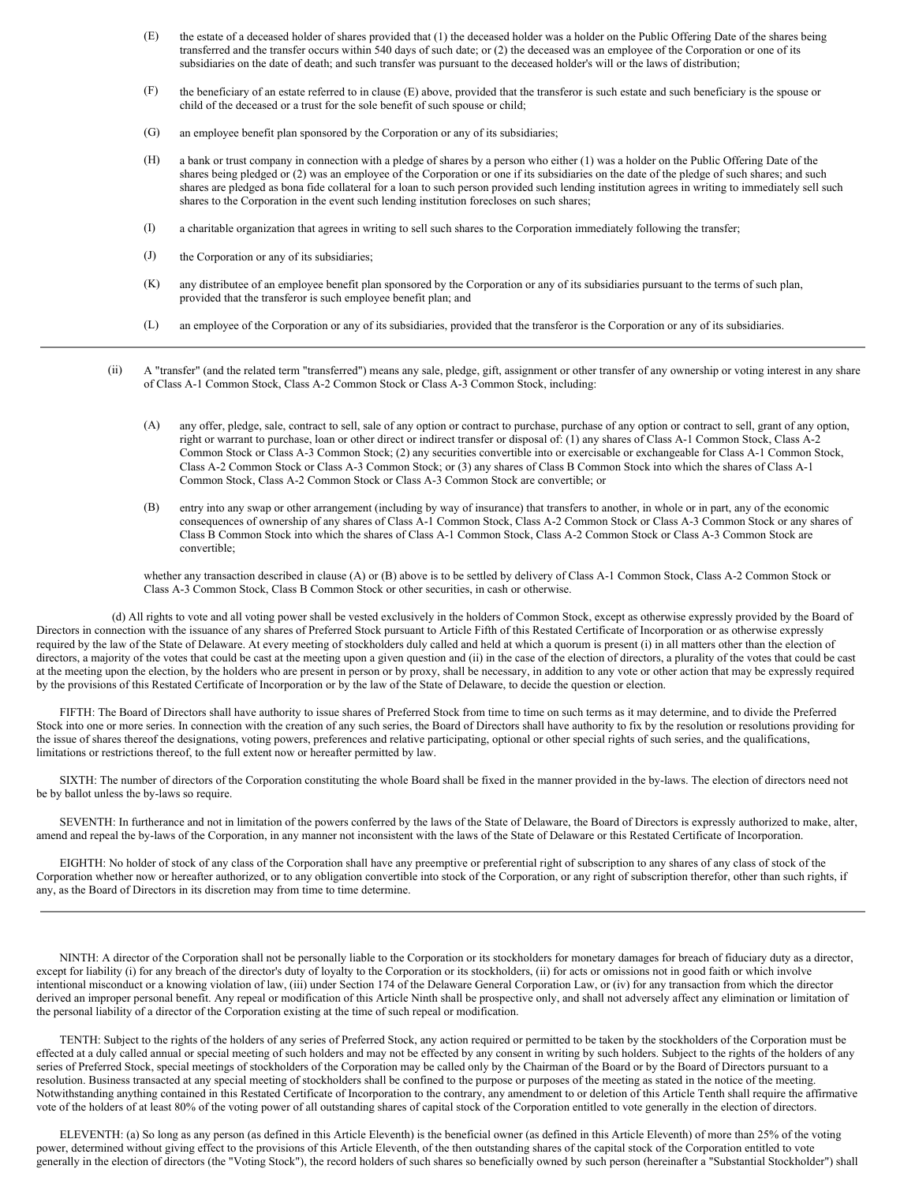(E) the estate of a deceased holder of shares provided that (1) the deceased holder was a holder on the Public Offering Date of the shares being transferred and the transfer occurs within 540 days of such date; or (2) the deceased was an employee of the Corporation or one of its subsidiaries on the date of death; and such transfer was pursuant to the deceased holder's will or the laws of distribution;

(F) the beneficiary of an estate referred to in clause (E) above, provided that the transferor is such estate and such beneficiary is the spouse or child of the deceased or a trust for the sole benefit of such spouse or child;

(G) an employee benefit plan sponsored by the Corporation or any of its subsidiaries;

(H) a bank or trust company in connection with a pledge of shares by a person who either (1) was a holder on the Public Offering Date of the shares being pledged or (2) was an employee of the Corporation or one if its subsidiaries on the date of the pledge of such shares; and such shares are pledged as bona fide collateral for a loan to such person provided such lending institution agrees in writing to immediately sell such shares to the Corporation in the event such lending institution forecloses on such shares;

(I) a charitable organization that agrees in writing to sell such shares to the Corporation immediately following the transfer;

(J) the Corporation or any of its subsidiaries;

(K) any distributee of an employee benefit plan sponsored by the Corporation or any of its subsidiaries pursuant to the terms of such plan, provided that the transferor is such employee benefit plan; and

(L) an employee of the Corporation or any of its subsidiaries, provided that the transferor is the Corporation or any of its subsidiaries.

---

(ii) A "transfer" (and the related term "transferred") means any sale, pledge, gift, assignment or other transfer of any ownership or voting interest in any share of Class A-1 Common Stock, Class A-2 Common Stock or Class A-3 Common Stock, including:

(A) any offer, pledge, sale, contract to sell, sale of any option or contract to purchase, purchase of any option or contract to sell, grant of any option, right or warrant to purchase, loan or other direct or indirect transfer or disposal of: (1) any shares of Class A-1 Common Stock, Class A-2 Common Stock or Class A-3 Common Stock; (2) any securities convertible into or exercisable or exchangeable for Class A-1 Common Stock, Class A-2 Common Stock or Class A-3 Common Stock; or (3) any shares of Class B Common Stock into which the shares of Class A-1 Common Stock, Class A-2 Common Stock or Class A-3 Common Stock are convertible; or

(B) entry into any swap or other arrangement (including by way of insurance) that transfers to another, in whole or in part, any of the economic consequences of ownership of any shares of Class A-1 Common Stock, Class A-2 Common Stock or Class A-3 Common Stock or any shares of Class B Common Stock into which the shares of Class A-1 Common Stock, Class A-2 Common Stock or Class A-3 Common Stock are convertible;

whether any transaction described in clause (A) or (B) above is to be settled by delivery of Class A-1 Common Stock, Class A-2 Common Stock or Class A-3 Common Stock, Class B Common Stock or other securities, in cash or otherwise.

(d) All rights to vote and all voting power shall be vested exclusively in the holders of Common Stock, except as otherwise expressly provided by the Board of Directors in connection with the issuance of any shares of Preferred Stock pursuant to Article Fifth of this Restated Certificate of Incorporation or as otherwise expressly required by the law of the State of Delaware. At every meeting of stockholders duly called and held at which a quorum is present (i) in all matters other than the election of directors, a majority of the votes that could be cast at the meeting upon a given question and (ii) in the case of the election of directors, a plurality of the votes that could be cast at the meeting upon the election, by the holders who are present in person or by proxy, shall be necessary, in addition to any vote or other action that may be expressly required by the provisions of this Restated Certificate of Incorporation or by the law of the State of Delaware, to decide the question or election.

FIFTH: The Board of Directors shall have authority to issue shares of Preferred Stock from time to time on such terms as it may determine, and to divide the Preferred Stock into one or more series. In connection with the creation of any such series, the Board of Directors shall have authority to fix by the resolution or resolutions providing for the issue of shares thereof the designations, voting powers, preferences and relative participating, optional or other special rights of such series, and the qualifications, limitations or restrictions thereof, to the full extent now or hereafter permitted by law.

SIXTH: The number of directors of the Corporation constituting the whole Board shall be fixed in the manner provided in the by-laws. The election of directors need not be by ballot unless the by-laws so require.

SEVENTH: In furtherance and not in limitation of the powers conferred by the laws of the State of Delaware, the Board of Directors is expressly authorized to make, alter, amend and repeal the by-laws of the Corporation, in any manner not inconsistent with the laws of the State of Delaware or this Restated Certificate of Incorporation.

EIGHTH: No holder of stock of any class of the Corporation shall have any preemptive or preferential right of subscription to any shares of any class of stock of the Corporation whether now or hereafter authorized, or to any obligation convertible into stock of the Corporation, or any right of subscription therefor, other than such rights, if any, as the Board of Directors in its discretion may from time to time determine.

---

NINTH: A director of the Corporation shall not be personally liable to the Corporation or its stockholders for monetary damages for breach of fiduciary duty as a director, except for liability (i) for any breach of the director's duty of loyalty to the Corporation or its stockholders, (ii) for acts or omissions not in good faith or which involve intentional misconduct or a knowing violation of law, (iii) under Section 174 of the Delaware General Corporation Law, or (iv) for any transaction from which the director derived an improper personal benefit. Any repeal or modification of this Article Ninth shall be prospective only, and shall not adversely affect any elimination or limitation of the personal liability of a director of the Corporation existing at the time of such repeal or modification.

TENTH: Subject to the rights of the holders of any series of Preferred Stock, any action required or permitted to be taken by the stockholders of the Corporation must be effected at a duly called annual or special meeting of such holders and may not be effected by any consent in writing by such holders. Subject to the rights of the holders of any series of Preferred Stock, special meetings of stockholders of the Corporation may be called only by the Chairman of the Board or by the Board of Directors pursuant to a resolution. Business transacted at any special meeting of stockholders shall be confined to the purpose or purposes of the meeting as stated in the notice of the meeting. Notwithstanding anything contained in this Restated Certificate of Incorporation to the contrary, any amendment to or deletion of this Article Tenth shall require the affirmative vote of the holders of at least 80% of the voting power of all outstanding shares of capital stock of the Corporation entitled to vote generally in the election of directors.

ELEVENTH: (a) So long as any person (as defined in this Article Eleventh) is the beneficial owner (as defined in this Article Eleventh) of more than 25% of the voting power, determined without giving effect to the provisions of this Article Eleventh, of the then outstanding shares of the capital stock of the Corporation entitled to vote generally in the election of directors (the "Voting Stock"), the record holders of such shares so beneficially owned by such person (hereinafter a "Substantial Stockholder") shall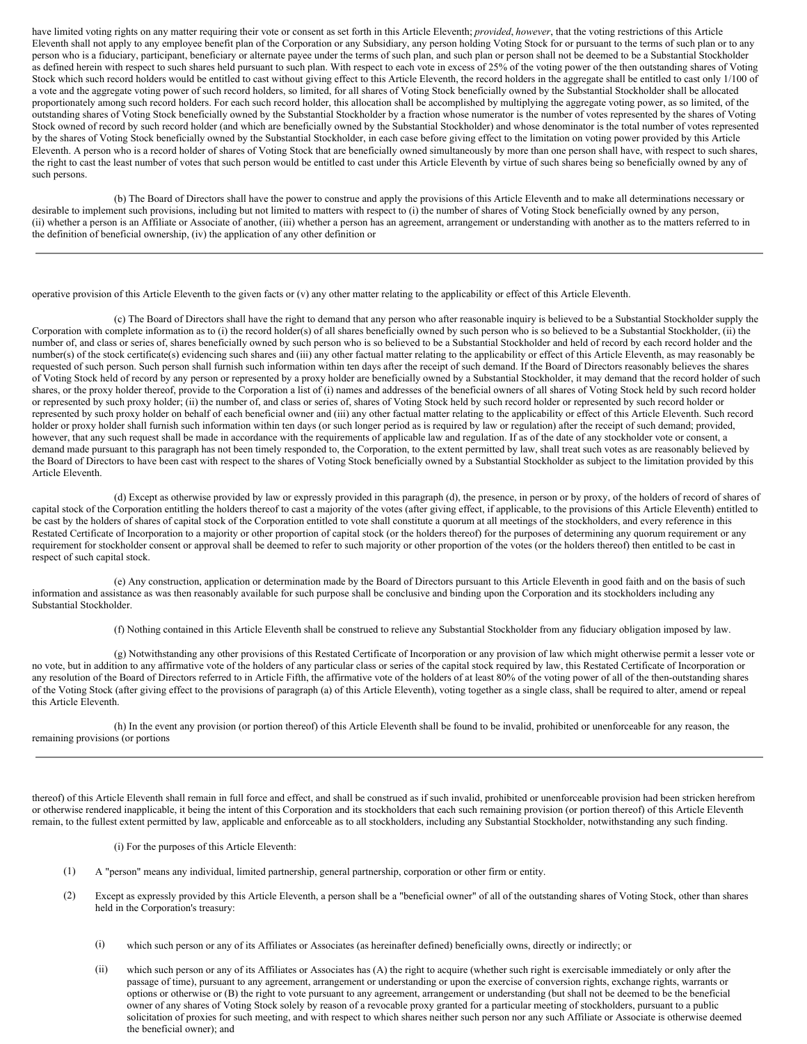have limited voting rights on any matter requiring their vote or consent as set forth in this Article Eleventh; *provided*, *however*, that the voting restrictions of this Article Eleventh shall not apply to any employee benefit plan of the Corporation or any Subsidiary, any person holding Voting Stock for or pursuant to the terms of such plan or to any person who is a fiduciary, participant, beneficiary or alternate payee under the terms of such plan, and such plan or person shall not be deemed to be a Substantial Stockholder as defined herein with respect to such shares held pursuant to such plan. With respect to each vote in excess of 25% of the voting power of the then outstanding shares of Voting Stock which such record holders would be entitled to cast without giving effect to this Article Eleventh, the record holders in the aggregate shall be entitled to cast only 1/100 of a vote and the aggregate voting power of such record holders, so limited, for all shares of Voting Stock beneficially owned by the Substantial Stockholder shall be allocated proportionately among such record holders. For each such record holder, this allocation shall be accomplished by multiplying the aggregate voting power, as so limited, of the outstanding shares of Voting Stock beneficially owned by the Substantial Stockholder by a fraction whose numerator is the number of votes represented by the shares of Voting Stock owned of record by such record holder (and which are beneficially owned by the Substantial Stockholder) and whose denominator is the total number of votes represented by the shares of Voting Stock beneficially owned by the Substantial Stockholder, in each case before giving effect to the limitation on voting power provided by this Article Eleventh. A person who is a record holder of shares of Voting Stock that are beneficially owned simultaneously by more than one person shall have, with respect to such shares, the right to cast the least number of votes that such person would be entitled to cast under this Article Eleventh by virtue of such shares being so beneficially owned by any of such persons.

(b) The Board of Directors shall have the power to construe and apply the provisions of this Article Eleventh and to make all determinations necessary or desirable to implement such provisions, including but not limited to matters with respect to (i) the number of shares of Voting Stock beneficially owned by any person, (ii) whether a person is an Affiliate or Associate of another, (iii) whether a person has an agreement, arrangement or understanding with another as to the matters referred to in the definition of beneficial ownership, (iv) the application of any other definition or operative provision of this Article Eleventh to the given facts or (v) any other matter relating to the applicability or effect of this Article Eleventh.

(c) The Board of Directors shall have the right to demand that any person who after reasonable inquiry is believed to be a Substantial Stockholder supply the Corporation with complete information as to (i) the record holder(s) of all shares beneficially owned by such person who is so believed to be a Substantial Stockholder, (ii) the number of, and class or series of, shares beneficially owned by such person who is so believed to be a Substantial Stockholder and held of record by each record holder and the number(s) of the stock certificate(s) evidencing such shares and (iii) any other factual matter relating to the applicability or effect of this Article Eleventh, as may reasonably be requested of such person. Such person shall furnish such information within ten days after the receipt of such demand. If the Board of Directors reasonably believes the shares of Voting Stock held of record by any person or represented by a proxy holder are beneficially owned by a Substantial Stockholder, it may demand that the record holder of such shares, or the proxy holder thereof, provide to the Corporation a list of (i) names and addresses of the beneficial owners of all shares of Voting Stock held by such record holder or represented by such proxy holder; (ii) the number of, and class or series of, shares of Voting Stock held by such record holder or represented by such record holder or represented by such proxy holder on behalf of each beneficial owner and (iii) any other factual matter relating to the applicability or effect of this Article Eleventh. Such record holder or proxy holder shall furnish such information within ten days (or such longer period as is required by law or regulation) after the receipt of such demand; provided, however, that any such request shall be made in accordance with the requirements of applicable law and regulation. If as of the date of any stockholder vote or consent, a demand made pursuant to this paragraph has not been timely responded to, the Corporation, to the extent permitted by law, shall treat such votes as are reasonably believed by the Board of Directors to have been cast with respect to the shares of Voting Stock beneficially owned by a Substantial Stockholder as subject to the limitation provided by this Article Eleventh.

(d) Except as otherwise provided by law or expressly provided in this paragraph (d), the presence, in person or by proxy, of the holders of record of shares of capital stock of the Corporation entitling the holders thereof to cast a majority of the votes (after giving effect, if applicable, to the provisions of this Article Eleventh) entitled to be cast by the holders of shares of capital stock of the Corporation entitled to vote shall constitute a quorum at all meetings of the stockholders, and every reference in this Restated Certificate of Incorporation to a majority or other proportion of capital stock (or the holders thereof) for the purposes of determining any quorum requirement or any requirement for stockholder consent or approval shall be deemed to refer to such majority or other proportion of the votes (or the holders thereof) then entitled to be cast in respect of such capital stock.

(e) Any construction, application or determination made by the Board of Directors pursuant to this Article Eleventh in good faith and on the basis of such information and assistance as was then reasonably available for such purpose shall be conclusive and binding upon the Corporation and its stockholders including any Substantial Stockholder.

(f) Nothing contained in this Article Eleventh shall be construed to relieve any Substantial Stockholder from any fiduciary obligation imposed by law.

(g) Notwithstanding any other provisions of this Restated Certificate of Incorporation or any provision of law which might otherwise permit a lesser vote or no vote, but in addition to any affirmative vote of the holders of any particular class or series of the capital stock required by law, this Restated Certificate of Incorporation or any resolution of the Board of Directors referred to in Article Fifth, the affirmative vote of the holders of at least 80% of the voting power of all of the then-outstanding shares of the Voting Stock (after giving effect to the provisions of paragraph (a) of this Article Eleventh), voting together as a single class, shall be required to alter, amend or repeal this Article Eleventh.

(h) In the event any provision (or portion thereof) of this Article Eleventh shall be found to be invalid, prohibited or unenforceable for any reason, the remaining provisions (or portions thereof) of this Article Eleventh shall remain in full force and effect, and shall be construed as if such invalid, prohibited or unenforceable provision had been stricken herefrom or otherwise rendered inapplicable, it being the intent of this Corporation and its stockholders that each such remaining provision (or portion thereof) of this Article Eleventh remain, to the fullest extent permitted by law, applicable and enforceable as to all stockholders, including any Substantial Stockholder, notwithstanding any such finding.

(i) For the purposes of this Article Eleventh:

(1) A "person" means any individual, limited partnership, general partnership, corporation or other firm or entity.

(2) Except as expressly provided by this Article Eleventh, a person shall be a "beneficial owner" of all of the outstanding shares of Voting Stock, other than shares held in the Corporation's treasury:

(i) which such person or any of its Affiliates or Associates (as hereinafter defined) beneficially owns, directly or indirectly; or

(ii) which such person or any of its Affiliates or Associates has (A) the right to acquire (whether such right is exercisable immediately or only after the passage of time), pursuant to any agreement, arrangement or understanding or upon the exercise of conversion rights, exchange rights, warrants or options or otherwise or (B) the right to vote pursuant to any agreement, arrangement or understanding (but shall not be deemed to be the beneficial owner of any shares of Voting Stock solely by reason of a revocable proxy granted for a particular meeting of stockholders, pursuant to a public solicitation of proxies for such meeting, and with respect to which shares neither such person nor any such Affiliate or Associate is otherwise deemed the beneficial owner); and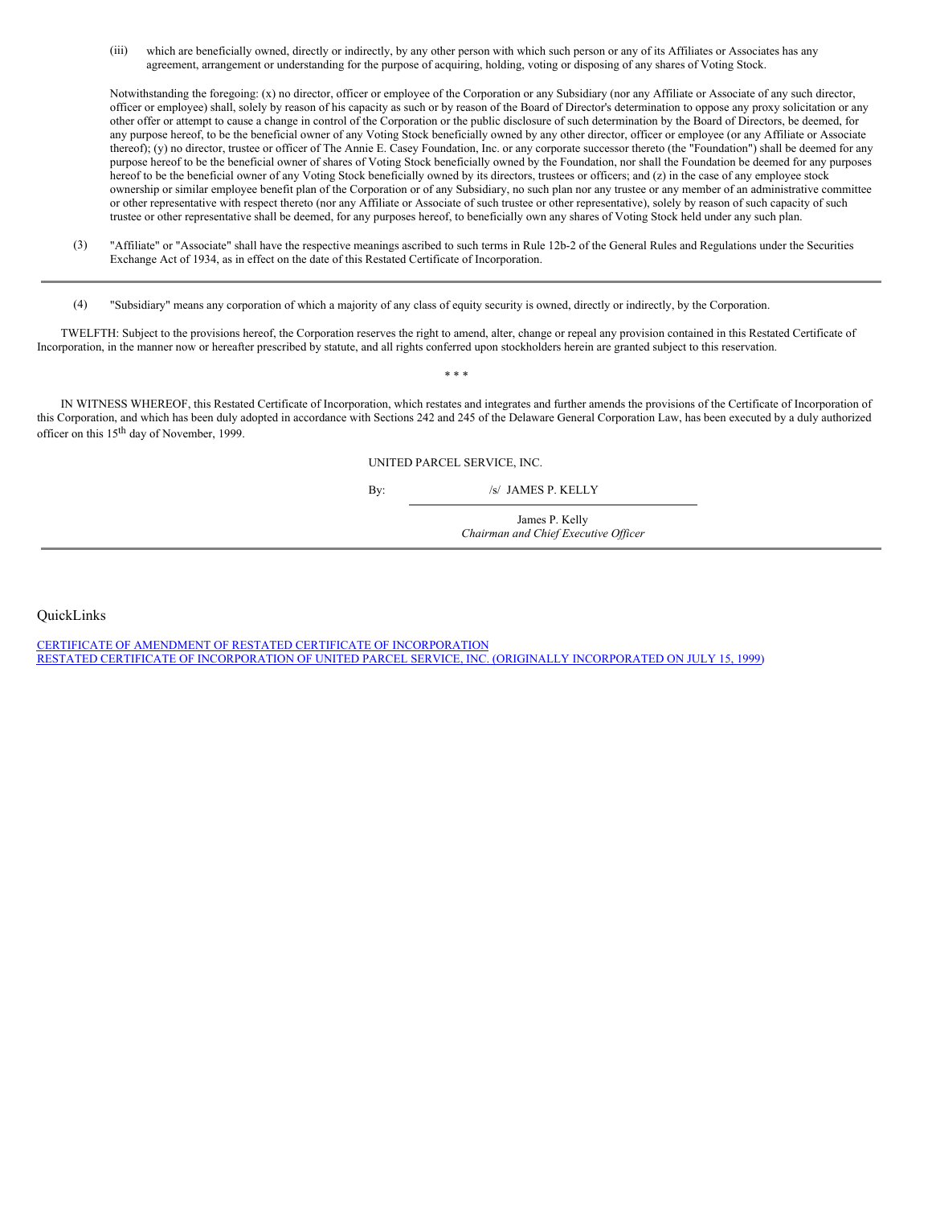(iii) which are beneficially owned, directly or indirectly, by any other person with which such person or any of its Affiliates or Associates has any agreement, arrangement or understanding for the purpose of acquiring, holding, voting or disposing of any shares of Voting Stock.

Notwithstanding the foregoing: (x) no director, officer or employee of the Corporation or any Subsidiary (nor any Affiliate or Associate of any such director, officer or employee) shall, solely by reason of his capacity as such or by reason of the Board of Director's determination to oppose any proxy solicitation or any other offer or attempt to cause a change in control of the Corporation or the public disclosure of such determination by the Board of Directors, be deemed, for any purpose hereof, to be the beneficial owner of any Voting Stock beneficially owned by any other director, officer or employee (or any Affiliate or Associate thereof); (y) no director, trustee or officer of The Annie E. Casey Foundation, Inc. or any corporate successor thereto (the "Foundation") shall be deemed for any purpose hereof to be the beneficial owner of shares of Voting Stock beneficially owned by the Foundation, nor shall the Foundation be deemed for any purposes hereof to be the beneficial owner of any Voting Stock beneficially owned by its directors, trustees or officers; and (z) in the case of any employee stock ownership or similar employee benefit plan of the Corporation or of any Subsidiary, no such plan nor any trustee or any member of an administrative committee or other representative with respect thereto (nor any Affiliate or Associate of such trustee or other representative), solely by reason of such capacity of such trustee or other representative shall be deemed, for any purposes hereof, to beneficially own any shares of Voting Stock held under any such plan.

(3) "Affiliate" or "Associate" shall have the respective meanings ascribed to such terms in Rule 12b-2 of the General Rules and Regulations under the Securities Exchange Act of 1934, as in effect on the date of this Restated Certificate of Incorporation.

---

(4) "Subsidiary" means any corporation of which a majority of any class of equity security is owned, directly or indirectly, by the Corporation.

TWELFTH: Subject to the provisions hereof, the Corporation reserves the right to amend, alter, change or repeal any provision contained in this Restated Certificate of Incorporation, in the manner now or hereafter prescribed by statute, and all rights conferred upon stockholders herein are granted subject to this reservation.

* * *

IN WITNESS WHEREOF, this Restated Certificate of Incorporation, which restates and integrates and further amends the provisions of the Certificate of Incorporation of this Corporation, and which has been duly adopted in accordance with Sections 242 and 245 of the Delaware General Corporation Law, has been executed by a duly authorized officer on this 15th day of November, 1999.

UNITED PARCEL SERVICE, INC.

By: /s/ JAMES P. KELLY

James P. Kelly
*Chairman and Chief Executive Officer*

---

QuickLinks

CERTIFICATE OF AMENDMENT OF RESTATED CERTIFICATE OF INCORPORATION
RESTATED CERTIFICATE OF INCORPORATION OF UNITED PARCEL SERVICE, INC. (ORIGINALLY INCORPORATED ON JULY 15, 1999)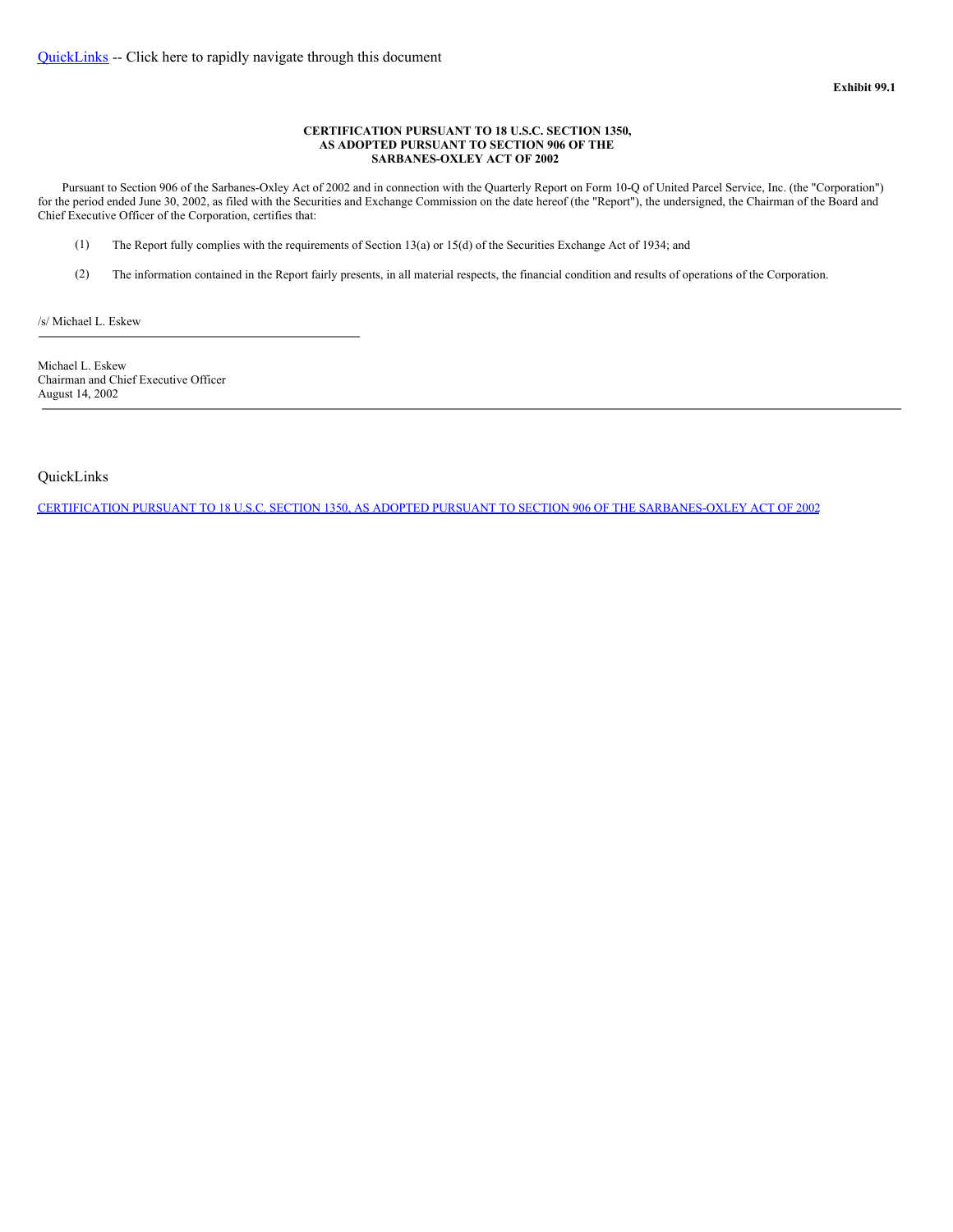QuickLinks -- Click here to rapidly navigate through this document

**Exhibit 99.1**

**CERTIFICATION PURSUANT TO 18 U.S.C. SECTION 1350,
AS ADOPTED PURSUANT TO SECTION 906 OF THE
SARBANES-OXLEY ACT OF 2002**

Pursuant to Section 906 of the Sarbanes-Oxley Act of 2002 and in connection with the Quarterly Report on Form 10-Q of United Parcel Service, Inc. (the "Corporation") for the period ended June 30, 2002, as filed with the Securities and Exchange Commission on the date hereof (the "Report"), the undersigned, the Chairman of the Board and Chief Executive Officer of the Corporation, certifies that:

(1) The Report fully complies with the requirements of Section 13(a) or 15(d) of the Securities Exchange Act of 1934; and

(2) The information contained in the Report fairly presents, in all material respects, the financial condition and results of operations of the Corporation.

/s/ Michael L. Eskew

Michael L. Eskew
Chairman and Chief Executive Officer
August 14, 2002

QuickLinks

CERTIFICATION PURSUANT TO 18 U.S.C. SECTION 1350, AS ADOPTED PURSUANT TO SECTION 906 OF THE SARBANES-OXLEY ACT OF 2002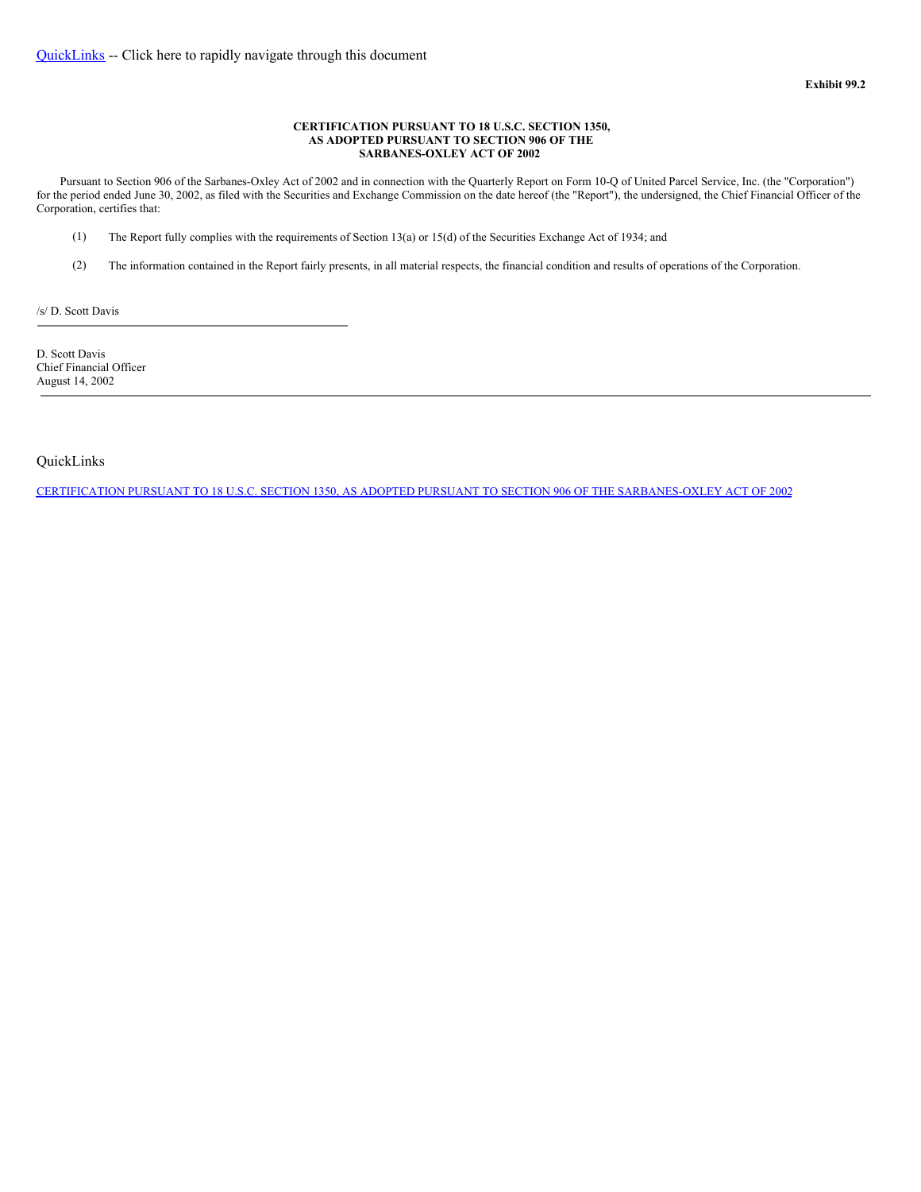[QuickLinks](#) -- Click here to rapidly navigate through this document

**Exhibit 99.2**

**CERTIFICATION PURSUANT TO 18 U.S.C. SECTION 1350,
AS ADOPTED PURSUANT TO SECTION 906 OF THE
SARBANES-OXLEY ACT OF 2002**

Pursuant to Section 906 of the Sarbanes-Oxley Act of 2002 and in connection with the Quarterly Report on Form 10-Q of United Parcel Service, Inc. (the "Corporation") for the period ended June 30, 2002, as filed with the Securities and Exchange Commission on the date hereof (the "Report"), the undersigned, the Chief Financial Officer of the Corporation, certifies that:

(1) The Report fully complies with the requirements of Section 13(a) or 15(d) of the Securities Exchange Act of 1934; and

(2) The information contained in the Report fairly presents, in all material respects, the financial condition and results of operations of the Corporation.

/s/ D. Scott Davis

D. Scott Davis
Chief Financial Officer
August 14, 2002

---

QuickLinks

[CERTIFICATION PURSUANT TO 18 U.S.C. SECTION 1350, AS ADOPTED PURSUANT TO SECTION 906 OF THE SARBANES-OXLEY ACT OF 2002](#)